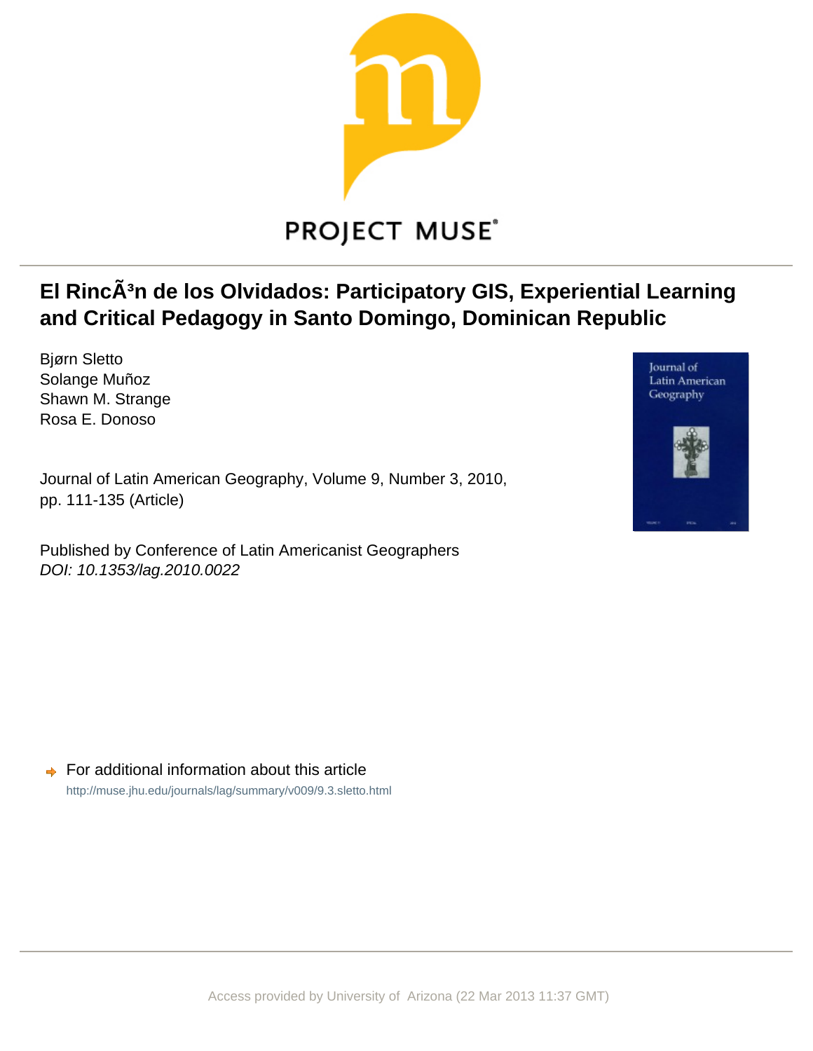# El RincÃ³n de los Olvidados: Participatory GIS, Experiential Learning and Critical Pedagogy in Santo Domingo, Dominican Republic

Bjørn Sletto
Solange Muñoz
Shawn M. Strange
Rosa E. Donoso

Journal of Latin American Geography, Volume 9, Number 3, 2010, pp. 111-135 (Article)

Published by Conference of Latin Americanist Geographers
*DOI: 10.1353/lag.2010.0022*

For additional information about this article
http://muse.jhu.edu/journals/lag/summary/v009/9.3.sletto.html

Access provided by University of Arizona (22 Mar 2013 11:37 GMT)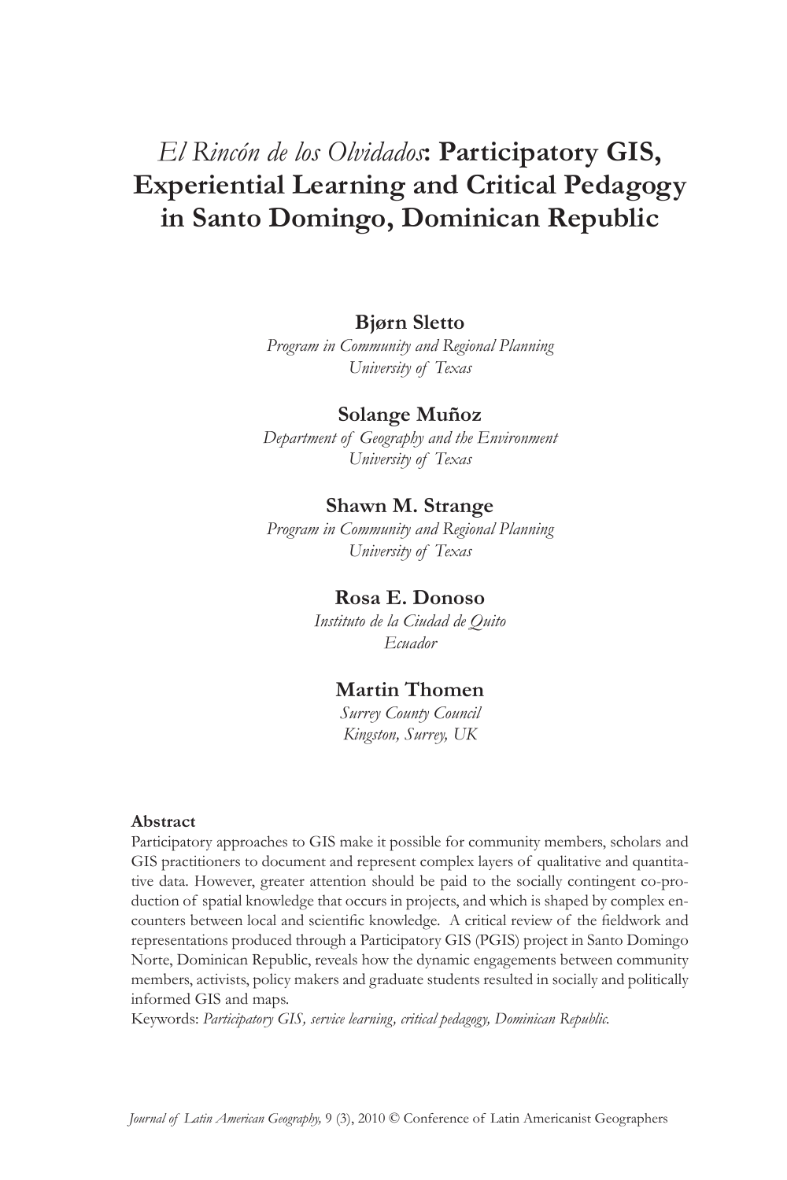# *El Rincón de los Olvidados*: Participatory GIS, Experiential Learning and Critical Pedagogy in Santo Domingo, Dominican Republic

**Bjørn Sletto**
*Program in Community and Regional Planning*
*University of Texas*

**Solange Muñoz**
*Department of Geography and the Environment*
*University of Texas*

**Shawn M. Strange**
*Program in Community and Regional Planning*
*University of Texas*

**Rosa E. Donoso**
*Instituto de la Ciudad de Quito*
*Ecuador*

**Martin Thomen**
*Surrey County Council*
*Kingston, Surrey, UK*

### Abstract

Participatory approaches to GIS make it possible for community members, scholars and GIS practitioners to document and represent complex layers of qualitative and quantitative data. However, greater attention should be paid to the socially contingent co-production of spatial knowledge that occurs in projects, and which is shaped by complex encounters between local and scientific knowledge. A critical review of the fieldwork and representations produced through a Participatory GIS (PGIS) project in Santo Domingo Norte, Dominican Republic, reveals how the dynamic engagements between community members, activists, policy makers and graduate students resulted in socially and politically informed GIS and maps.

Keywords: *Participatory GIS, service learning, critical pedagogy, Dominican Republic.*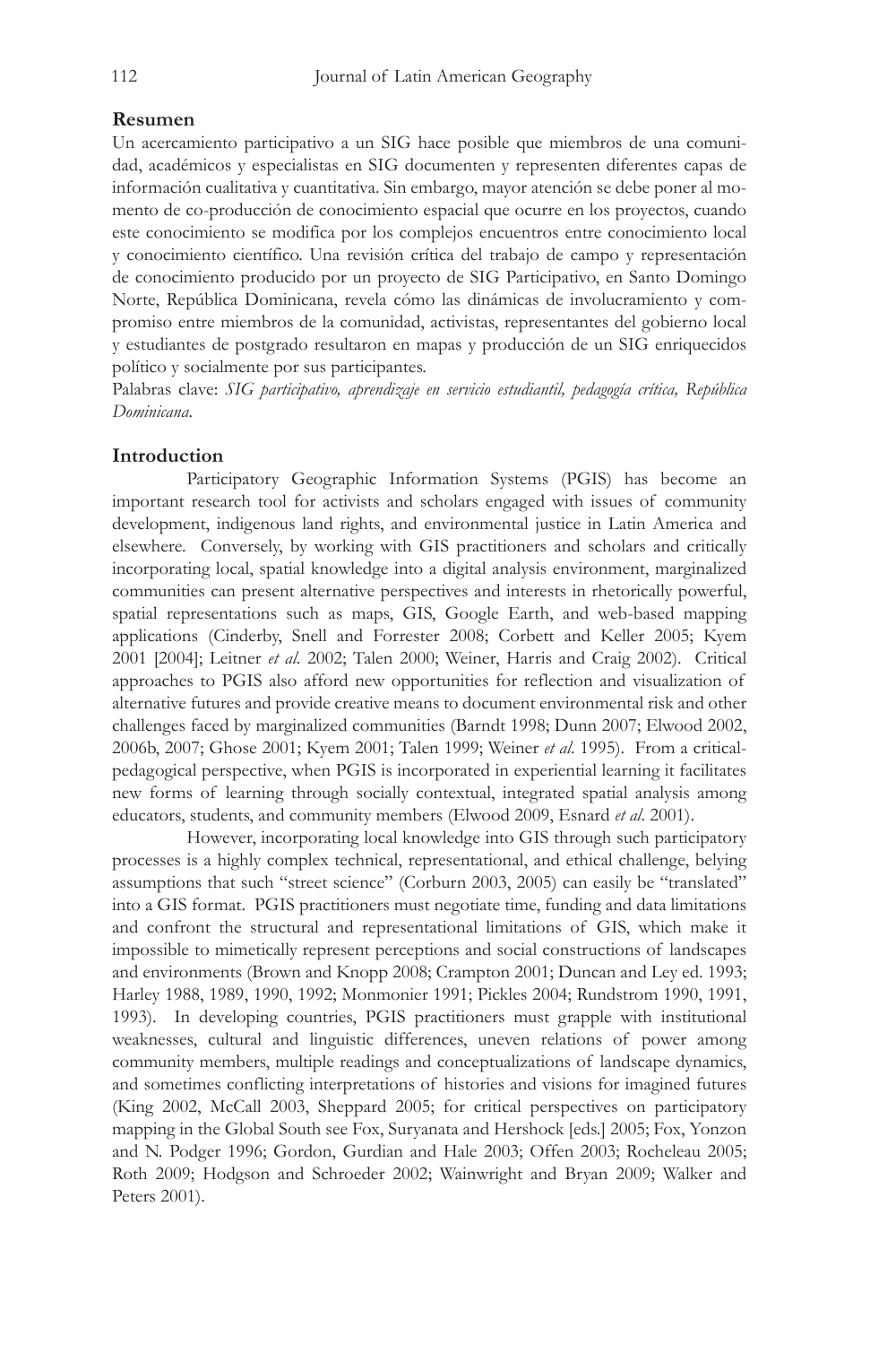## Resumen

Un acercamiento participativo a un SIG hace posible que miembros de una comunidad, académicos y especialistas en SIG documenten y representen diferentes capas de información cualitativa y cuantitativa. Sin embargo, mayor atención se debe poner al momento de co-producción de conocimiento espacial que ocurre en los proyectos, cuando este conocimiento se modifica por los complejos encuentros entre conocimiento local y conocimiento científico. Una revisión crítica del trabajo de campo y representación de conocimiento producido por un proyecto de SIG Participativo, en Santo Domingo Norte, República Dominicana, revela cómo las dinámicas de involucramiento y compromiso entre miembros de la comunidad, activistas, representantes del gobierno local y estudiantes de postgrado resultaron en mapas y producción de un SIG enriquecidos político y socialmente por sus participantes.

Palabras clave: *SIG participativo, aprendizaje en servicio estudiantil, pedagogía crítica, República Dominicana*.

## Introduction

Participatory Geographic Information Systems (PGIS) has become an important research tool for activists and scholars engaged with issues of community development, indigenous land rights, and environmental justice in Latin America and elsewhere. Conversely, by working with GIS practitioners and scholars and critically incorporating local, spatial knowledge into a digital analysis environment, marginalized communities can present alternative perspectives and interests in rhetorically powerful, spatial representations such as maps, GIS, Google Earth, and web-based mapping applications (Cinderby, Snell and Forrester 2008; Corbett and Keller 2005; Kyem 2001 [2004]; Leitner *et al.* 2002; Talen 2000; Weiner, Harris and Craig 2002). Critical approaches to PGIS also afford new opportunities for reflection and visualization of alternative futures and provide creative means to document environmental risk and other challenges faced by marginalized communities (Barndt 1998; Dunn 2007; Elwood 2002, 2006b, 2007; Ghose 2001; Kyem 2001; Talen 1999; Weiner *et al.* 1995). From a critical-pedagogical perspective, when PGIS is incorporated in experiential learning it facilitates new forms of learning through socially contextual, integrated spatial analysis among educators, students, and community members (Elwood 2009, Esnard *et al*. 2001).

However, incorporating local knowledge into GIS through such participatory processes is a highly complex technical, representational, and ethical challenge, belying assumptions that such "street science" (Corburn 2003, 2005) can easily be "translated" into a GIS format. PGIS practitioners must negotiate time, funding and data limitations and confront the structural and representational limitations of GIS, which make it impossible to mimetically represent perceptions and social constructions of landscapes and environments (Brown and Knopp 2008; Crampton 2001; Duncan and Ley ed. 1993; Harley 1988, 1989, 1990, 1992; Monmonier 1991; Pickles 2004; Rundstrom 1990, 1991, 1993). In developing countries, PGIS practitioners must grapple with institutional weaknesses, cultural and linguistic differences, uneven relations of power among community members, multiple readings and conceptualizations of landscape dynamics, and sometimes conflicting interpretations of histories and visions for imagined futures (King 2002, McCall 2003, Sheppard 2005; for critical perspectives on participatory mapping in the Global South see Fox, Suryanata and Hershock [eds.] 2005; Fox, Yonzon and N. Podger 1996; Gordon, Gurdian and Hale 2003; Offen 2003; Rocheleau 2005; Roth 2009; Hodgson and Schroeder 2002; Wainwright and Bryan 2009; Walker and Peters 2001).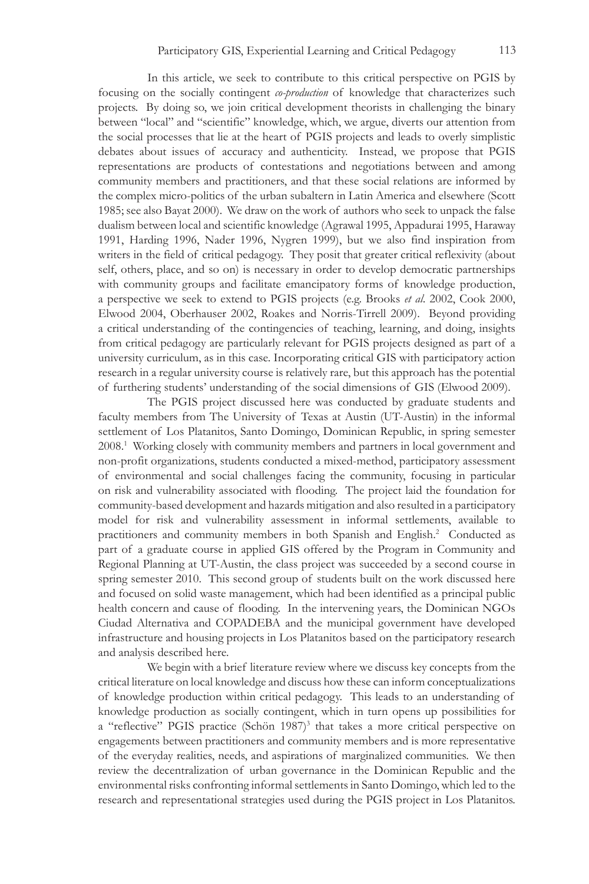In this article, we seek to contribute to this critical perspective on PGIS by focusing on the socially contingent *co-production* of knowledge that characterizes such projects. By doing so, we join critical development theorists in challenging the binary between "local" and "scientific" knowledge, which, we argue, diverts our attention from the social processes that lie at the heart of PGIS projects and leads to overly simplistic debates about issues of accuracy and authenticity. Instead, we propose that PGIS representations are products of contestations and negotiations between and among community members and practitioners, and that these social relations are informed by the complex micro-politics of the urban subaltern in Latin America and elsewhere (Scott 1985; see also Bayat 2000). We draw on the work of authors who seek to unpack the false dualism between local and scientific knowledge (Agrawal 1995, Appadurai 1995, Haraway 1991, Harding 1996, Nader 1996, Nygren 1999), but we also find inspiration from writers in the field of critical pedagogy. They posit that greater critical reflexivity (about self, others, place, and so on) is necessary in order to develop democratic partnerships with community groups and facilitate emancipatory forms of knowledge production, a perspective we seek to extend to PGIS projects (e.g. Brooks *et al.* 2002, Cook 2000, Elwood 2004, Oberhauser 2002, Roakes and Norris-Tirrell 2009). Beyond providing a critical understanding of the contingencies of teaching, learning, and doing, insights from critical pedagogy are particularly relevant for PGIS projects designed as part of a university curriculum, as in this case. Incorporating critical GIS with participatory action research in a regular university course is relatively rare, but this approach has the potential of furthering students' understanding of the social dimensions of GIS (Elwood 2009).

The PGIS project discussed here was conducted by graduate students and faculty members from The University of Texas at Austin (UT-Austin) in the informal settlement of Los Platanitos, Santo Domingo, Dominican Republic, in spring semester 2008.[1] Working closely with community members and partners in local government and non-profit organizations, students conducted a mixed-method, participatory assessment of environmental and social challenges facing the community, focusing in particular on risk and vulnerability associated with flooding. The project laid the foundation for community-based development and hazards mitigation and also resulted in a participatory model for risk and vulnerability assessment in informal settlements, available to practitioners and community members in both Spanish and English.[2] Conducted as part of a graduate course in applied GIS offered by the Program in Community and Regional Planning at UT-Austin, the class project was succeeded by a second course in spring semester 2010. This second group of students built on the work discussed here and focused on solid waste management, which had been identified as a principal public health concern and cause of flooding. In the intervening years, the Dominican NGOs Ciudad Alternativa and COPADEBA and the municipal government have developed infrastructure and housing projects in Los Platanitos based on the participatory research and analysis described here.

We begin with a brief literature review where we discuss key concepts from the critical literature on local knowledge and discuss how these can inform conceptualizations of knowledge production within critical pedagogy. This leads to an understanding of knowledge production as socially contingent, which in turn opens up possibilities for a "reflective" PGIS practice (Schön 1987)[3] that takes a more critical perspective on engagements between practitioners and community members and is more representative of the everyday realities, needs, and aspirations of marginalized communities. We then review the decentralization of urban governance in the Dominican Republic and the environmental risks confronting informal settlements in Santo Domingo, which led to the research and representational strategies used during the PGIS project in Los Platanitos.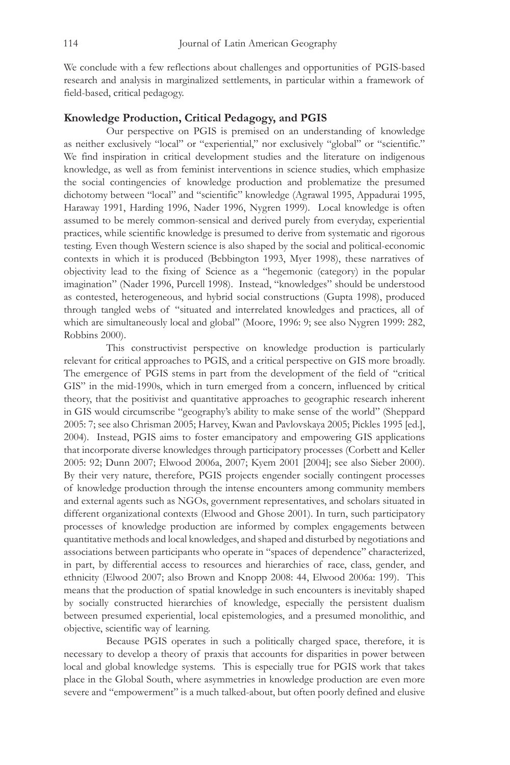We conclude with a few reflections about challenges and opportunities of PGIS-based research and analysis in marginalized settlements, in particular within a framework of field-based, critical pedagogy.

## Knowledge Production, Critical Pedagogy, and PGIS

Our perspective on PGIS is premised on an understanding of knowledge as neither exclusively "local" or "experiential," nor exclusively "global" or "scientific." We find inspiration in critical development studies and the literature on indigenous knowledge, as well as from feminist interventions in science studies, which emphasize the social contingencies of knowledge production and problematize the presumed dichotomy between "local" and "scientific" knowledge (Agrawal 1995, Appadurai 1995, Haraway 1991, Harding 1996, Nader 1996, Nygren 1999). Local knowledge is often assumed to be merely common-sensical and derived purely from everyday, experiential practices, while scientific knowledge is presumed to derive from systematic and rigorous testing. Even though Western science is also shaped by the social and political-economic contexts in which it is produced (Bebbington 1993, Myer 1998), these narratives of objectivity lead to the fixing of Science as a "hegemonic (category) in the popular imagination" (Nader 1996, Purcell 1998). Instead, "knowledges" should be understood as contested, heterogeneous, and hybrid social constructions (Gupta 1998), produced through tangled webs of "situated and interrelated knowledges and practices, all of which are simultaneously local and global" (Moore, 1996: 9; see also Nygren 1999: 282, Robbins 2000).

This constructivist perspective on knowledge production is particularly relevant for critical approaches to PGIS, and a critical perspective on GIS more broadly. The emergence of PGIS stems in part from the development of the field of "critical GIS" in the mid-1990s, which in turn emerged from a concern, influenced by critical theory, that the positivist and quantitative approaches to geographic research inherent in GIS would circumscribe "geography's ability to make sense of the world" (Sheppard 2005: 7; see also Chrisman 2005; Harvey, Kwan and Pavlovskaya 2005; Pickles 1995 [ed.], 2004). Instead, PGIS aims to foster emancipatory and empowering GIS applications that incorporate diverse knowledges through participatory processes (Corbett and Keller 2005: 92; Dunn 2007; Elwood 2006a, 2007; Kyem 2001 [2004]; see also Sieber 2000). By their very nature, therefore, PGIS projects engender socially contingent processes of knowledge production through the intense encounters among community members and external agents such as NGOs, government representatives, and scholars situated in different organizational contexts (Elwood and Ghose 2001). In turn, such participatory processes of knowledge production are informed by complex engagements between quantitative methods and local knowledges, and shaped and disturbed by negotiations and associations between participants who operate in "spaces of dependence" characterized, in part, by differential access to resources and hierarchies of race, class, gender, and ethnicity (Elwood 2007; also Brown and Knopp 2008: 44, Elwood 2006a: 199). This means that the production of spatial knowledge in such encounters is inevitably shaped by socially constructed hierarchies of knowledge, especially the persistent dualism between presumed experiential, local epistemologies, and a presumed monolithic, and objective, scientific way of learning.

Because PGIS operates in such a politically charged space, therefore, it is necessary to develop a theory of praxis that accounts for disparities in power between local and global knowledge systems. This is especially true for PGIS work that takes place in the Global South, where asymmetries in knowledge production are even more severe and "empowerment" is a much talked-about, but often poorly defined and elusive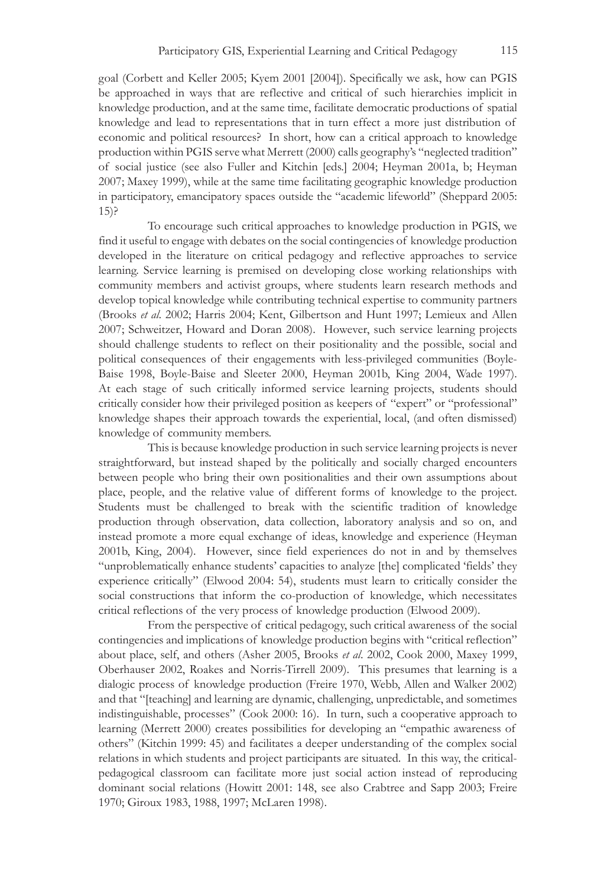goal (Corbett and Keller 2005; Kyem 2001 [2004]). Specifically we ask, how can PGIS be approached in ways that are reflective and critical of such hierarchies implicit in knowledge production, and at the same time, facilitate democratic productions of spatial knowledge and lead to representations that in turn effect a more just distribution of economic and political resources? In short, how can a critical approach to knowledge production within PGIS serve what Merrett (2000) calls geography's "neglected tradition" of social justice (see also Fuller and Kitchin [eds.] 2004; Heyman 2001a, b; Heyman 2007; Maxey 1999), while at the same time facilitating geographic knowledge production in participatory, emancipatory spaces outside the "academic lifeworld" (Sheppard 2005: 15)?

To encourage such critical approaches to knowledge production in PGIS, we find it useful to engage with debates on the social contingencies of knowledge production developed in the literature on critical pedagogy and reflective approaches to service learning. Service learning is premised on developing close working relationships with community members and activist groups, where students learn research methods and develop topical knowledge while contributing technical expertise to community partners (Brooks *et al.* 2002; Harris 2004; Kent, Gilbertson and Hunt 1997; Lemieux and Allen 2007; Schweitzer, Howard and Doran 2008). However, such service learning projects should challenge students to reflect on their positionality and the possible, social and political consequences of their engagements with less-privileged communities (Boyle-Baise 1998, Boyle-Baise and Sleeter 2000, Heyman 2001b, King 2004, Wade 1997). At each stage of such critically informed service learning projects, students should critically consider how their privileged position as keepers of "expert" or "professional" knowledge shapes their approach towards the experiential, local, (and often dismissed) knowledge of community members.

This is because knowledge production in such service learning projects is never straightforward, but instead shaped by the politically and socially charged encounters between people who bring their own positionalities and their own assumptions about place, people, and the relative value of different forms of knowledge to the project. Students must be challenged to break with the scientific tradition of knowledge production through observation, data collection, laboratory analysis and so on, and instead promote a more equal exchange of ideas, knowledge and experience (Heyman 2001b, King, 2004). However, since field experiences do not in and by themselves "unproblematically enhance students' capacities to analyze [the] complicated 'fields' they experience critically" (Elwood 2004: 54), students must learn to critically consider the social constructions that inform the co-production of knowledge, which necessitates critical reflections of the very process of knowledge production (Elwood 2009).

From the perspective of critical pedagogy, such critical awareness of the social contingencies and implications of knowledge production begins with "critical reflection" about place, self, and others (Asher 2005, Brooks *et al.* 2002, Cook 2000, Maxey 1999, Oberhauser 2002, Roakes and Norris-Tirrell 2009). This presumes that learning is a dialogic process of knowledge production (Freire 1970, Webb, Allen and Walker 2002) and that "[teaching] and learning are dynamic, challenging, unpredictable, and sometimes indistinguishable, processes" (Cook 2000: 16). In turn, such a cooperative approach to learning (Merrett 2000) creates possibilities for developing an "empathic awareness of others" (Kitchin 1999: 45) and facilitates a deeper understanding of the complex social relations in which students and project participants are situated. In this way, the critical-pedagogical classroom can facilitate more just social action instead of reproducing dominant social relations (Howitt 2001: 148, see also Crabtree and Sapp 2003; Freire 1970; Giroux 1983, 1988, 1997; McLaren 1998).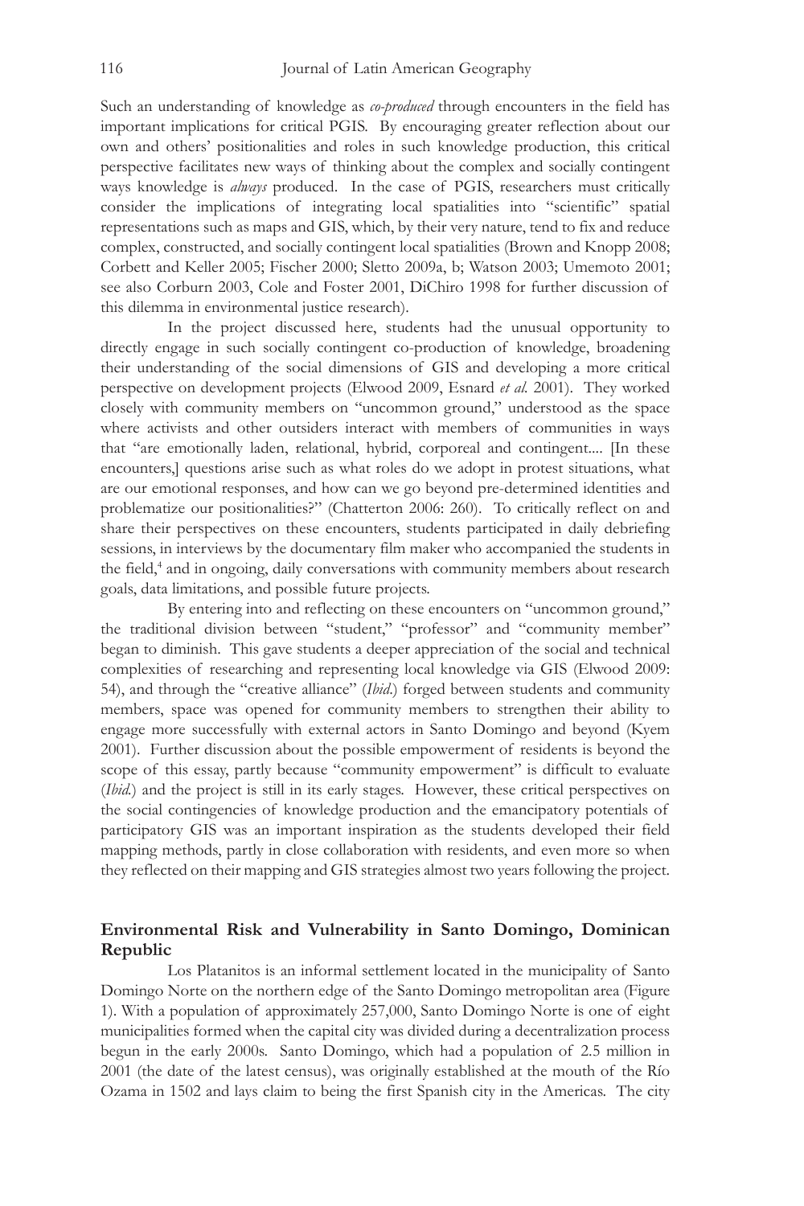Such an understanding of knowledge as *co-produced* through encounters in the field has important implications for critical PGIS. By encouraging greater reflection about our own and others' positionalities and roles in such knowledge production, this critical perspective facilitates new ways of thinking about the complex and socially contingent ways knowledge is *always* produced. In the case of PGIS, researchers must critically consider the implications of integrating local spatialities into "scientific" spatial representations such as maps and GIS, which, by their very nature, tend to fix and reduce complex, constructed, and socially contingent local spatialities (Brown and Knopp 2008; Corbett and Keller 2005; Fischer 2000; Sletto 2009a, b; Watson 2003; Umemoto 2001; see also Corburn 2003, Cole and Foster 2001, DiChiro 1998 for further discussion of this dilemma in environmental justice research).

In the project discussed here, students had the unusual opportunity to directly engage in such socially contingent co-production of knowledge, broadening their understanding of the social dimensions of GIS and developing a more critical perspective on development projects (Elwood 2009, Esnard *et al.* 2001). They worked closely with community members on "uncommon ground," understood as the space where activists and other outsiders interact with members of communities in ways that "are emotionally laden, relational, hybrid, corporeal and contingent.... [In these encounters,] questions arise such as what roles do we adopt in protest situations, what are our emotional responses, and how can we go beyond pre-determined identities and problematize our positionalities?" (Chatterton 2006: 260). To critically reflect on and share their perspectives on these encounters, students participated in daily debriefing sessions, in interviews by the documentary film maker who accompanied the students in the field,[4] and in ongoing, daily conversations with community members about research goals, data limitations, and possible future projects.

By entering into and reflecting on these encounters on "uncommon ground," the traditional division between "student," "professor" and "community member" began to diminish. This gave students a deeper appreciation of the social and technical complexities of researching and representing local knowledge via GIS (Elwood 2009: 54), and through the "creative alliance" (*Ibid.*) forged between students and community members, space was opened for community members to strengthen their ability to engage more successfully with external actors in Santo Domingo and beyond (Kyem 2001). Further discussion about the possible empowerment of residents is beyond the scope of this essay, partly because "community empowerment" is difficult to evaluate (*Ibid.*) and the project is still in its early stages. However, these critical perspectives on the social contingencies of knowledge production and the emancipatory potentials of participatory GIS was an important inspiration as the students developed their field mapping methods, partly in close collaboration with residents, and even more so when they reflected on their mapping and GIS strategies almost two years following the project.

## Environmental Risk and Vulnerability in Santo Domingo, Dominican Republic

Los Platanitos is an informal settlement located in the municipality of Santo Domingo Norte on the northern edge of the Santo Domingo metropolitan area (Figure 1). With a population of approximately 257,000, Santo Domingo Norte is one of eight municipalities formed when the capital city was divided during a decentralization process begun in the early 2000s. Santo Domingo, which had a population of 2.5 million in 2001 (the date of the latest census), was originally established at the mouth of the Río Ozama in 1502 and lays claim to being the first Spanish city in the Americas. The city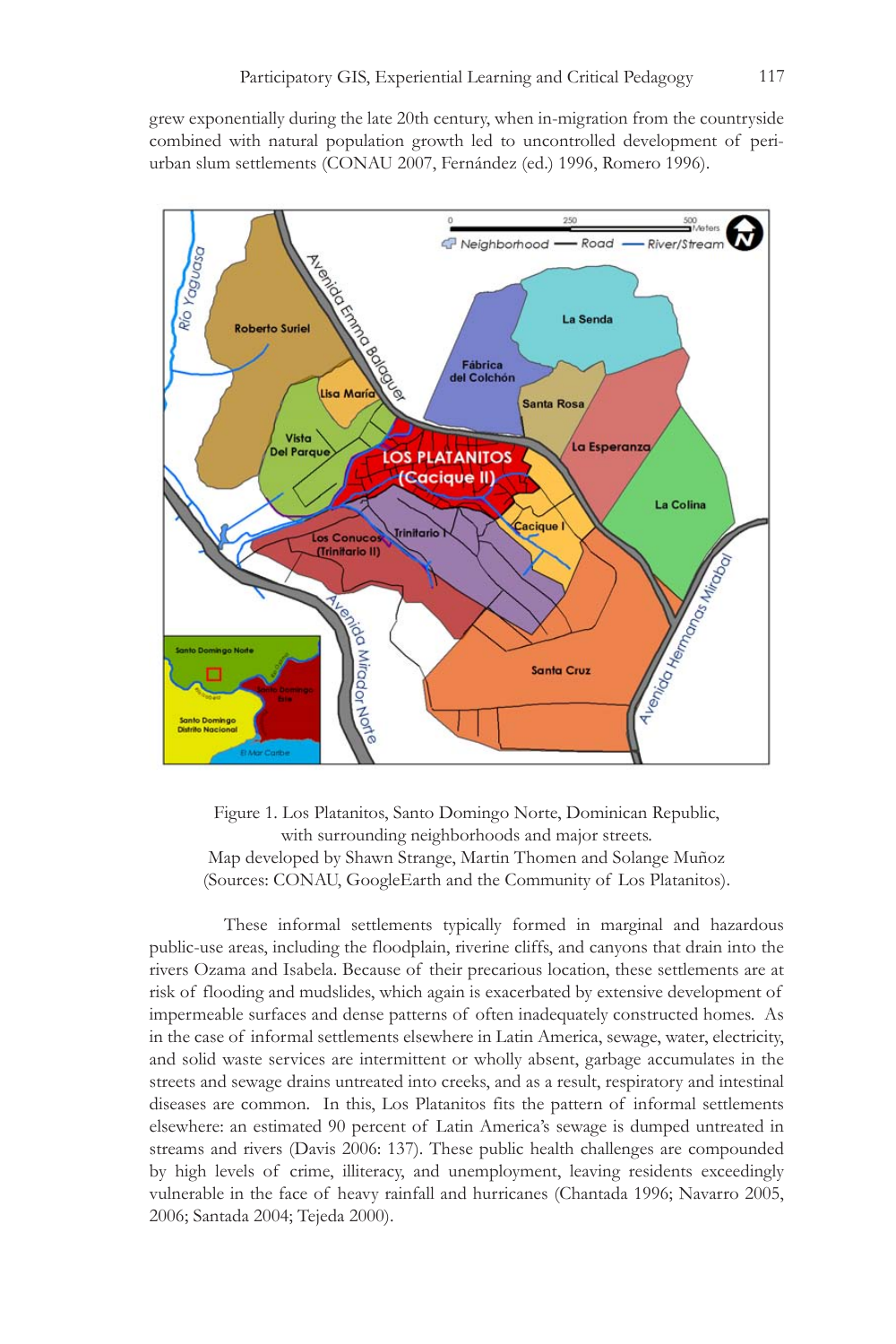grew exponentially during the late 20th century, when in-migration from the countryside combined with natural population growth led to uncontrolled development of peri-urban slum settlements (CONAU 2007, Fernández (ed.) 1996, Romero 1996).

Figure 1. Los Platanitos, Santo Domingo Norte, Dominican Republic, with surrounding neighborhoods and major streets.
Map developed by Shawn Strange, Martin Thomen and Solange Muñoz (Sources: CONAU, GoogleEarth and the Community of Los Platanitos).

These informal settlements typically formed in marginal and hazardous public-use areas, including the floodplain, riverine cliffs, and canyons that drain into the rivers Ozama and Isabela. Because of their precarious location, these settlements are at risk of flooding and mudslides, which again is exacerbated by extensive development of impermeable surfaces and dense patterns of often inadequately constructed homes. As in the case of informal settlements elsewhere in Latin America, sewage, water, electricity, and solid waste services are intermittent or wholly absent, garbage accumulates in the streets and sewage drains untreated into creeks, and as a result, respiratory and intestinal diseases are common. In this, Los Platanitos fits the pattern of informal settlements elsewhere: an estimated 90 percent of Latin America's sewage is dumped untreated in streams and rivers (Davis 2006: 137). These public health challenges are compounded by high levels of crime, illiteracy, and unemployment, leaving residents exceedingly vulnerable in the face of heavy rainfall and hurricanes (Chantada 1996; Navarro 2005, 2006; Santada 2004; Tejeda 2000).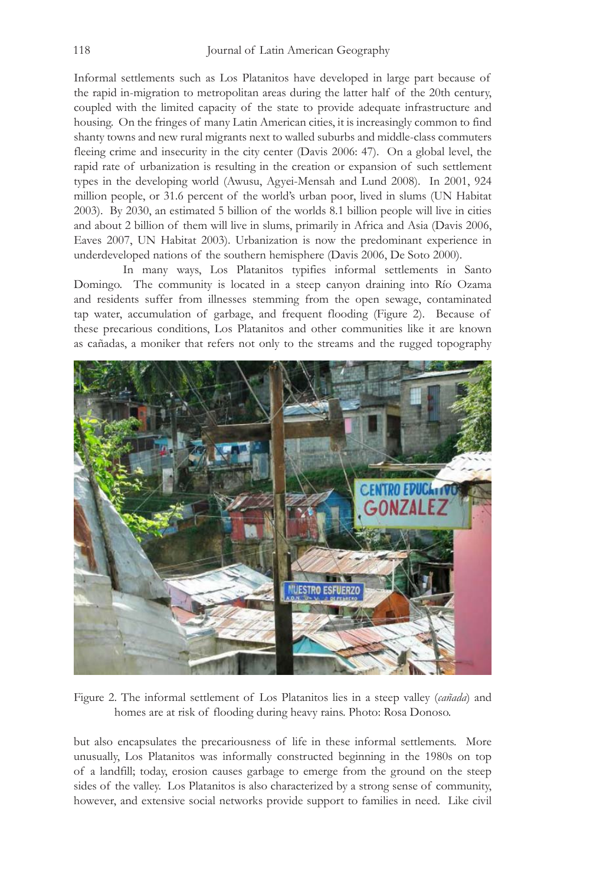Informal settlements such as Los Platanitos have developed in large part because of the rapid in-migration to metropolitan areas during the latter half of the 20th century, coupled with the limited capacity of the state to provide adequate infrastructure and housing. On the fringes of many Latin American cities, it is increasingly common to find shanty towns and new rural migrants next to walled suburbs and middle-class commuters fleeing crime and insecurity in the city center (Davis 2006: 47). On a global level, the rapid rate of urbanization is resulting in the creation or expansion of such settlement types in the developing world (Awusu, Agyei-Mensah and Lund 2008). In 2001, 924 million people, or 31.6 percent of the world's urban poor, lived in slums (UN Habitat 2003). By 2030, an estimated 5 billion of the worlds 8.1 billion people will live in cities and about 2 billion of them will live in slums, primarily in Africa and Asia (Davis 2006, Eaves 2007, UN Habitat 2003). Urbanization is now the predominant experience in underdeveloped nations of the southern hemisphere (Davis 2006, De Soto 2000).

In many ways, Los Platanitos typifies informal settlements in Santo Domingo. The community is located in a steep canyon draining into Río Ozama and residents suffer from illnesses stemming from the open sewage, contaminated tap water, accumulation of garbage, and frequent flooding (Figure 2). Because of these precarious conditions, Los Platanitos and other communities like it are known as cañadas, a moniker that refers not only to the streams and the rugged topography but also encapsulates the precariousness of life in these informal settlements. More unusually, Los Platanitos was informally constructed beginning in the 1980s on top of a landfill; today, erosion causes garbage to emerge from the ground on the steep sides of the valley. Los Platanitos is also characterized by a strong sense of community, however, and extensive social networks provide support to families in need. Like civil

Figure 2. The informal settlement of Los Platanitos lies in a steep valley (*cañada*) and homes are at risk of flooding during heavy rains. Photo: Rosa Donoso.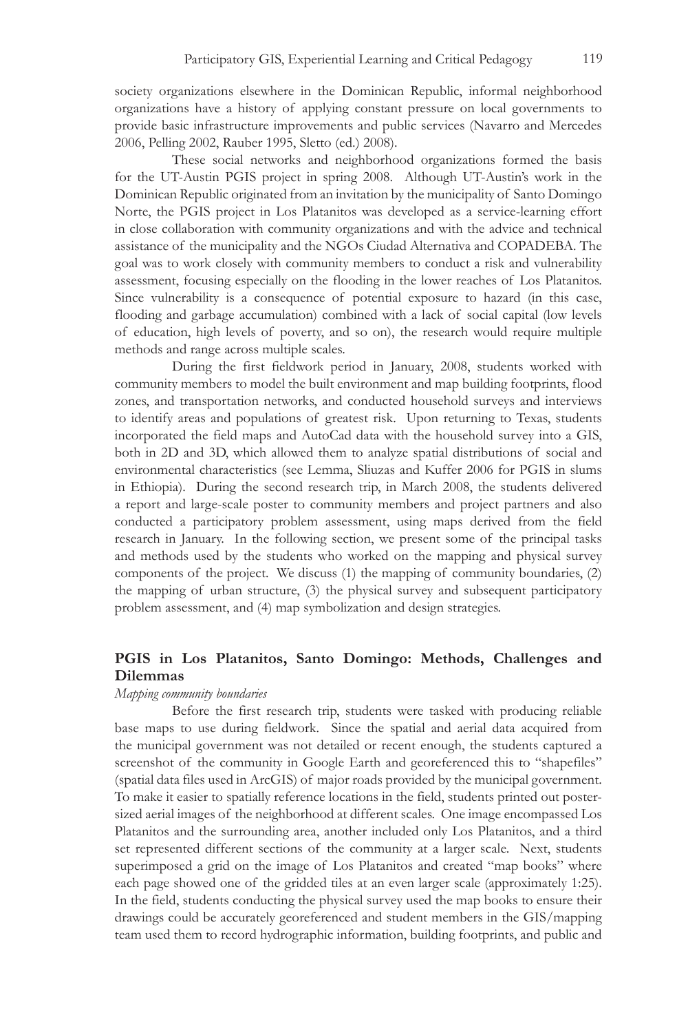society organizations elsewhere in the Dominican Republic, informal neighborhood organizations have a history of applying constant pressure on local governments to provide basic infrastructure improvements and public services (Navarro and Mercedes 2006, Pelling 2002, Rauber 1995, Sletto (ed.) 2008).

These social networks and neighborhood organizations formed the basis for the UT-Austin PGIS project in spring 2008. Although UT-Austin's work in the Dominican Republic originated from an invitation by the municipality of Santo Domingo Norte, the PGIS project in Los Platanitos was developed as a service-learning effort in close collaboration with community organizations and with the advice and technical assistance of the municipality and the NGOs Ciudad Alternativa and COPADEBA. The goal was to work closely with community members to conduct a risk and vulnerability assessment, focusing especially on the flooding in the lower reaches of Los Platanitos. Since vulnerability is a consequence of potential exposure to hazard (in this case, flooding and garbage accumulation) combined with a lack of social capital (low levels of education, high levels of poverty, and so on), the research would require multiple methods and range across multiple scales.

During the first fieldwork period in January, 2008, students worked with community members to model the built environment and map building footprints, flood zones, and transportation networks, and conducted household surveys and interviews to identify areas and populations of greatest risk. Upon returning to Texas, students incorporated the field maps and AutoCad data with the household survey into a GIS, both in 2D and 3D, which allowed them to analyze spatial distributions of social and environmental characteristics (see Lemma, Sliuzas and Kuffer 2006 for PGIS in slums in Ethiopia). During the second research trip, in March 2008, the students delivered a report and large-scale poster to community members and project partners and also conducted a participatory problem assessment, using maps derived from the field research in January. In the following section, we present some of the principal tasks and methods used by the students who worked on the mapping and physical survey components of the project. We discuss (1) the mapping of community boundaries, (2) the mapping of urban structure, (3) the physical survey and subsequent participatory problem assessment, and (4) map symbolization and design strategies.

## PGIS in Los Platanitos, Santo Domingo: Methods, Challenges and Dilemmas

*Mapping community boundaries*

Before the first research trip, students were tasked with producing reliable base maps to use during fieldwork. Since the spatial and aerial data acquired from the municipal government was not detailed or recent enough, the students captured a screenshot of the community in Google Earth and georeferenced this to "shapefiles" (spatial data files used in ArcGIS) of major roads provided by the municipal government. To make it easier to spatially reference locations in the field, students printed out poster-sized aerial images of the neighborhood at different scales. One image encompassed Los Platanitos and the surrounding area, another included only Los Platanitos, and a third set represented different sections of the community at a larger scale. Next, students superimposed a grid on the image of Los Platanitos and created "map books" where each page showed one of the gridded tiles at an even larger scale (approximately 1:25). In the field, students conducting the physical survey used the map books to ensure their drawings could be accurately georeferenced and student members in the GIS/mapping team used them to record hydrographic information, building footprints, and public and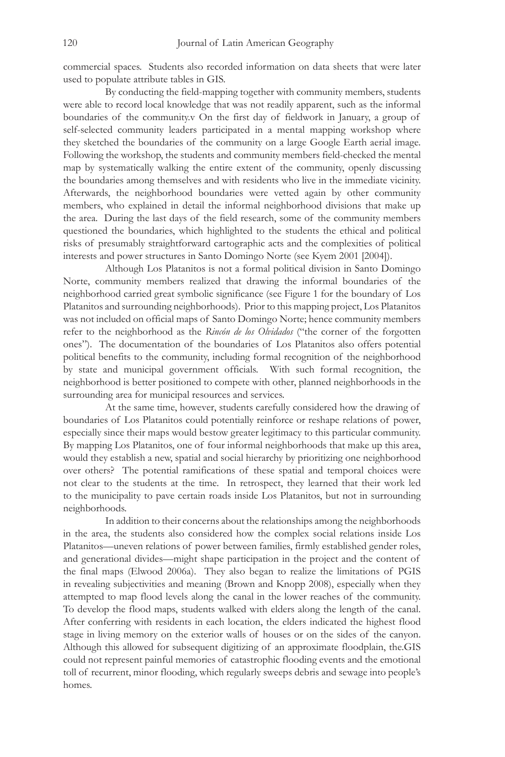commercial spaces. Students also recorded information on data sheets that were later used to populate attribute tables in GIS.

By conducting the field-mapping together with community members, students were able to record local knowledge that was not readily apparent, such as the informal boundaries of the community.v On the first day of fieldwork in January, a group of self-selected community leaders participated in a mental mapping workshop where they sketched the boundaries of the community on a large Google Earth aerial image. Following the workshop, the students and community members field-checked the mental map by systematically walking the entire extent of the community, openly discussing the boundaries among themselves and with residents who live in the immediate vicinity. Afterwards, the neighborhood boundaries were vetted again by other community members, who explained in detail the informal neighborhood divisions that make up the area. During the last days of the field research, some of the community members questioned the boundaries, which highlighted to the students the ethical and political risks of presumably straightforward cartographic acts and the complexities of political interests and power structures in Santo Domingo Norte (see Kyem 2001 [2004]).

Although Los Platanitos is not a formal political division in Santo Domingo Norte, community members realized that drawing the informal boundaries of the neighborhood carried great symbolic significance (see Figure 1 for the boundary of Los Platanitos and surrounding neighborhoods). Prior to this mapping project, Los Platanitos was not included on official maps of Santo Domingo Norte; hence community members refer to the neighborhood as the *Rincón de los Olvidados* ("the corner of the forgotten ones"). The documentation of the boundaries of Los Platanitos also offers potential political benefits to the community, including formal recognition of the neighborhood by state and municipal government officials. With such formal recognition, the neighborhood is better positioned to compete with other, planned neighborhoods in the surrounding area for municipal resources and services.

At the same time, however, students carefully considered how the drawing of boundaries of Los Platanitos could potentially reinforce or reshape relations of power, especially since their maps would bestow greater legitimacy to this particular community. By mapping Los Platanitos, one of four informal neighborhoods that make up this area, would they establish a new, spatial and social hierarchy by prioritizing one neighborhood over others? The potential ramifications of these spatial and temporal choices were not clear to the students at the time. In retrospect, they learned that their work led to the municipality to pave certain roads inside Los Platanitos, but not in surrounding neighborhoods.

In addition to their concerns about the relationships among the neighborhoods in the area, the students also considered how the complex social relations inside Los Platanitos—uneven relations of power between families, firmly established gender roles, and generational divides—might shape participation in the project and the content of the final maps (Elwood 2006a). They also began to realize the limitations of PGIS in revealing subjectivities and meaning (Brown and Knopp 2008), especially when they attempted to map flood levels along the canal in the lower reaches of the community. To develop the flood maps, students walked with elders along the length of the canal. After conferring with residents in each location, the elders indicated the highest flood stage in living memory on the exterior walls of houses or on the sides of the canyon. Although this allowed for subsequent digitizing of an approximate floodplain, the.GIS could not represent painful memories of catastrophic flooding events and the emotional toll of recurrent, minor flooding, which regularly sweeps debris and sewage into people's homes.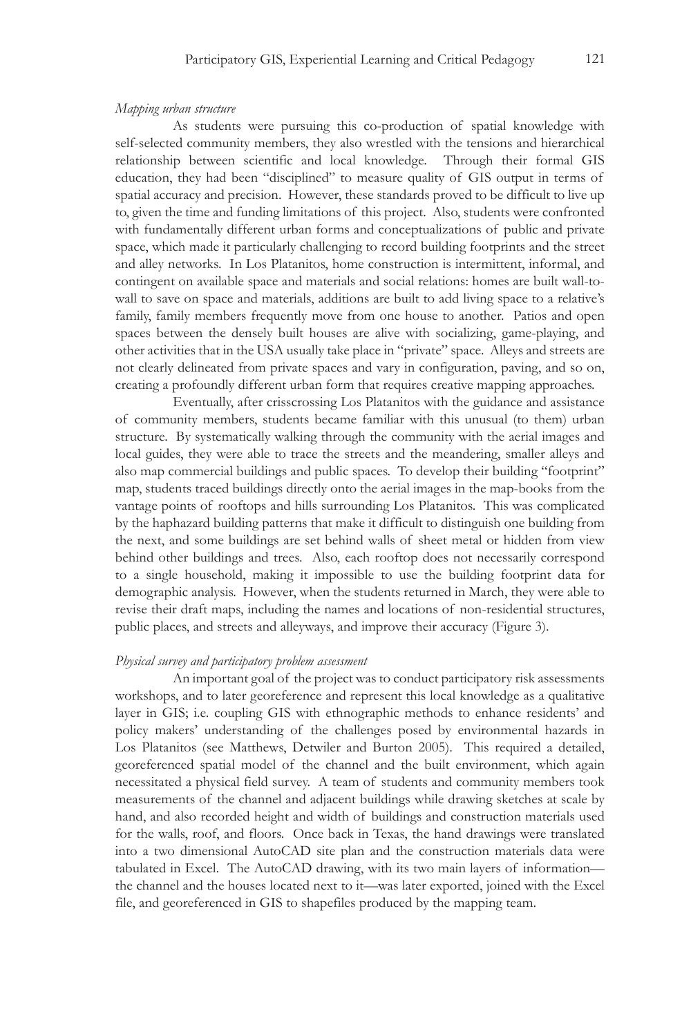*Mapping urban structure*

As students were pursuing this co-production of spatial knowledge with self-selected community members, they also wrestled with the tensions and hierarchical relationship between scientific and local knowledge. Through their formal GIS education, they had been "disciplined" to measure quality of GIS output in terms of spatial accuracy and precision. However, these standards proved to be difficult to live up to, given the time and funding limitations of this project. Also, students were confronted with fundamentally different urban forms and conceptualizations of public and private space, which made it particularly challenging to record building footprints and the street and alley networks. In Los Platanitos, home construction is intermittent, informal, and contingent on available space and materials and social relations: homes are built wall-to-wall to save on space and materials, additions are built to add living space to a relative's family, family members frequently move from one house to another. Patios and open spaces between the densely built houses are alive with socializing, game-playing, and other activities that in the USA usually take place in "private" space. Alleys and streets are not clearly delineated from private spaces and vary in configuration, paving, and so on, creating a profoundly different urban form that requires creative mapping approaches.

Eventually, after crisscrossing Los Platanitos with the guidance and assistance of community members, students became familiar with this unusual (to them) urban structure. By systematically walking through the community with the aerial images and local guides, they were able to trace the streets and the meandering, smaller alleys and also map commercial buildings and public spaces. To develop their building "footprint" map, students traced buildings directly onto the aerial images in the map-books from the vantage points of rooftops and hills surrounding Los Platanitos. This was complicated by the haphazard building patterns that make it difficult to distinguish one building from the next, and some buildings are set behind walls of sheet metal or hidden from view behind other buildings and trees. Also, each rooftop does not necessarily correspond to a single household, making it impossible to use the building footprint data for demographic analysis. However, when the students returned in March, they were able to revise their draft maps, including the names and locations of non-residential structures, public places, and streets and alleyways, and improve their accuracy (Figure 3).

*Physical survey and participatory problem assessment*

An important goal of the project was to conduct participatory risk assessments workshops, and to later georeference and represent this local knowledge as a qualitative layer in GIS; i.e. coupling GIS with ethnographic methods to enhance residents' and policy makers' understanding of the challenges posed by environmental hazards in Los Platanitos (see Matthews, Detwiler and Burton 2005). This required a detailed, georeferenced spatial model of the channel and the built environment, which again necessitated a physical field survey. A team of students and community members took measurements of the channel and adjacent buildings while drawing sketches at scale by hand, and also recorded height and width of buildings and construction materials used for the walls, roof, and floors. Once back in Texas, the hand drawings were translated into a two dimensional AutoCAD site plan and the construction materials data were tabulated in Excel. The AutoCAD drawing, with its two main layers of information—the channel and the houses located next to it—was later exported, joined with the Excel file, and georeferenced in GIS to shapefiles produced by the mapping team.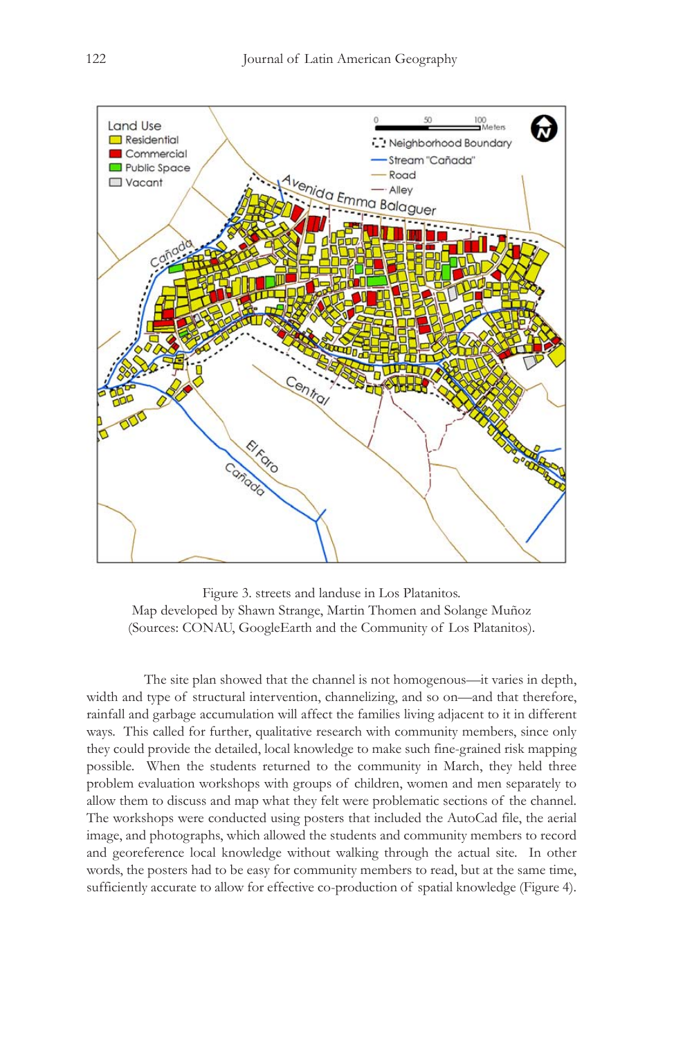Figure 3. streets and landuse in Los Platanitos.
Map developed by Shawn Strange, Martin Thomen and Solange Muñoz
(Sources: CONAU, GoogleEarth and the Community of Los Platanitos).

The site plan showed that the channel is not homogenous—it varies in depth, width and type of structural intervention, channelizing, and so on—and that therefore, rainfall and garbage accumulation will affect the families living adjacent to it in different ways. This called for further, qualitative research with community members, since only they could provide the detailed, local knowledge to make such fine-grained risk mapping possible. When the students returned to the community in March, they held three problem evaluation workshops with groups of children, women and men separately to allow them to discuss and map what they felt were problematic sections of the channel. The workshops were conducted using posters that included the AutoCad file, the aerial image, and photographs, which allowed the students and community members to record and georeference local knowledge without walking through the actual site. In other words, the posters had to be easy for community members to read, but at the same time, sufficiently accurate to allow for effective co-production of spatial knowledge (Figure 4).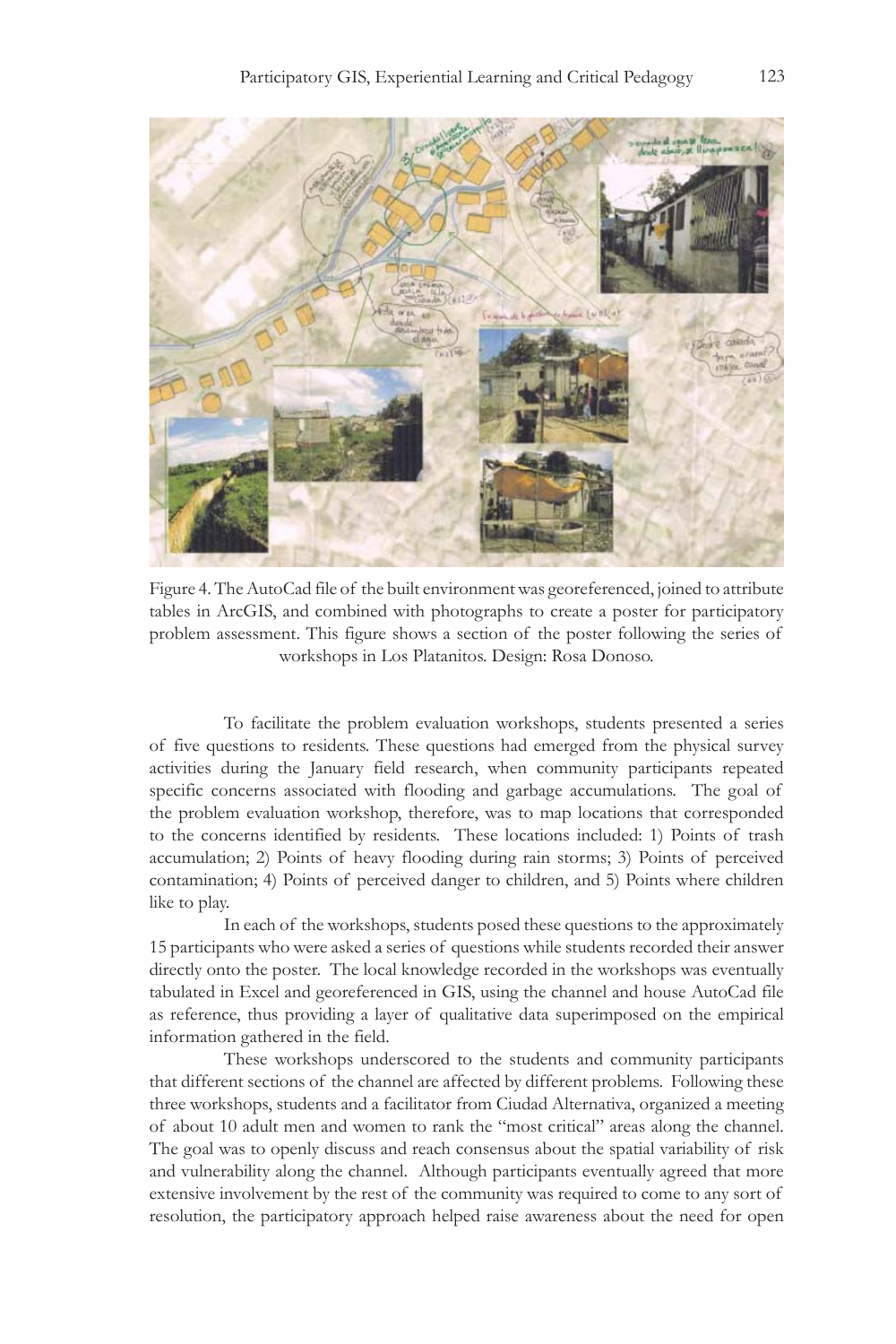Figure 4. The AutoCad file of the built environment was georeferenced, joined to attribute tables in ArcGIS, and combined with photographs to create a poster for participatory problem assessment. This figure shows a section of the poster following the series of workshops in Los Platanitos. Design: Rosa Donoso.

To facilitate the problem evaluation workshops, students presented a series of five questions to residents. These questions had emerged from the physical survey activities during the January field research, when community participants repeated specific concerns associated with flooding and garbage accumulations. The goal of the problem evaluation workshop, therefore, was to map locations that corresponded to the concerns identified by residents. These locations included: 1) Points of trash accumulation; 2) Points of heavy flooding during rain storms; 3) Points of perceived contamination; 4) Points of perceived danger to children, and 5) Points where children like to play.

In each of the workshops, students posed these questions to the approximately 15 participants who were asked a series of questions while students recorded their answer directly onto the poster. The local knowledge recorded in the workshops was eventually tabulated in Excel and georeferenced in GIS, using the channel and house AutoCad file as reference, thus providing a layer of qualitative data superimposed on the empirical information gathered in the field.

These workshops underscored to the students and community participants that different sections of the channel are affected by different problems. Following these three workshops, students and a facilitator from Ciudad Alternativa, organized a meeting of about 10 adult men and women to rank the "most critical" areas along the channel. The goal was to openly discuss and reach consensus about the spatial variability of risk and vulnerability along the channel. Although participants eventually agreed that more extensive involvement by the rest of the community was required to come to any sort of resolution, the participatory approach helped raise awareness about the need for open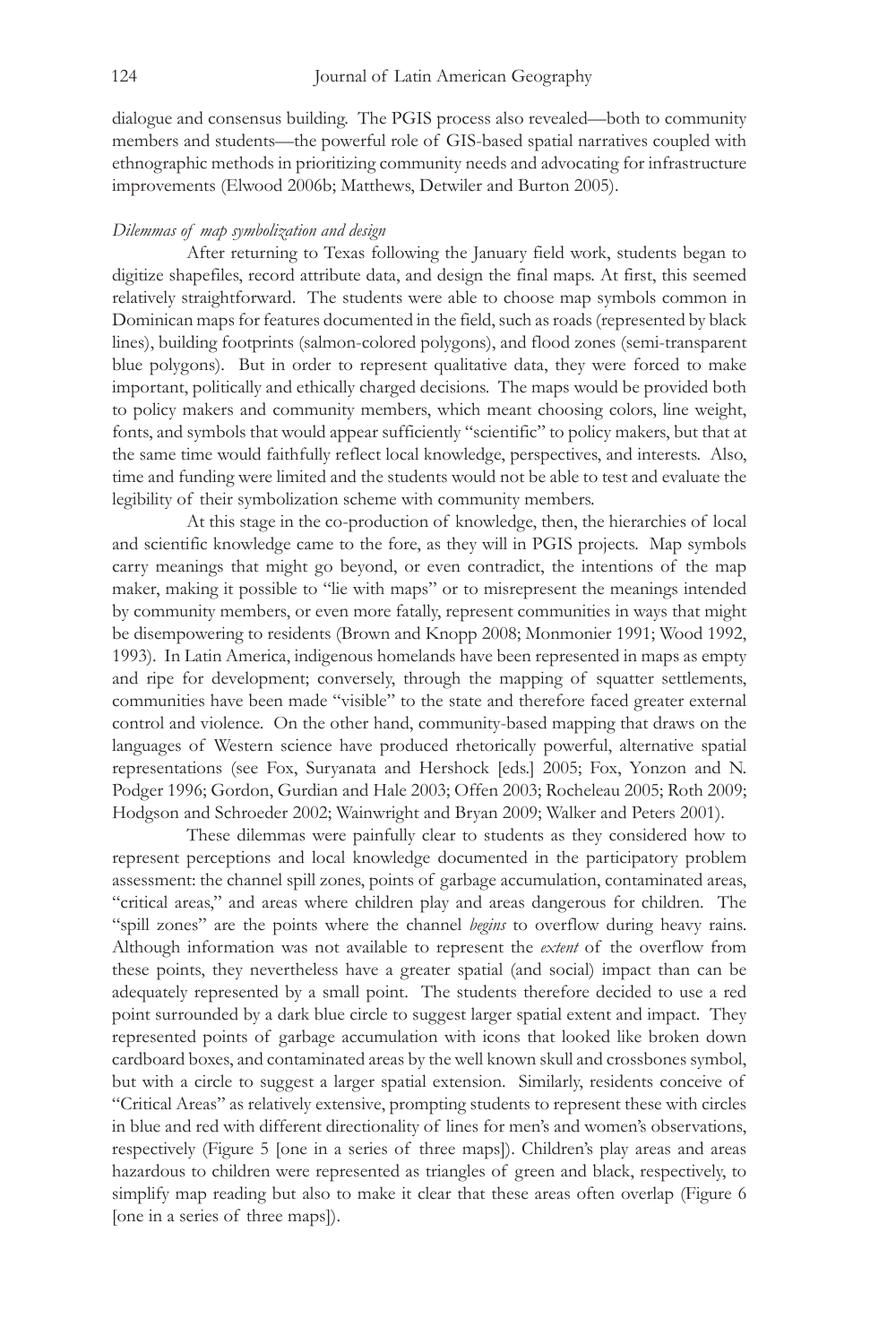dialogue and consensus building. The PGIS process also revealed—both to community members and students—the powerful role of GIS-based spatial narratives coupled with ethnographic methods in prioritizing community needs and advocating for infrastructure improvements (Elwood 2006b; Matthews, Detwiler and Burton 2005).

### *Dilemmas of map symbolization and design*

After returning to Texas following the January field work, students began to digitize shapefiles, record attribute data, and design the final maps. At first, this seemed relatively straightforward. The students were able to choose map symbols common in Dominican maps for features documented in the field, such as roads (represented by black lines), building footprints (salmon-colored polygons), and flood zones (semi-transparent blue polygons). But in order to represent qualitative data, they were forced to make important, politically and ethically charged decisions. The maps would be provided both to policy makers and community members, which meant choosing colors, line weight, fonts, and symbols that would appear sufficiently "scientific" to policy makers, but that at the same time would faithfully reflect local knowledge, perspectives, and interests. Also, time and funding were limited and the students would not be able to test and evaluate the legibility of their symbolization scheme with community members.

At this stage in the co-production of knowledge, then, the hierarchies of local and scientific knowledge came to the fore, as they will in PGIS projects. Map symbols carry meanings that might go beyond, or even contradict, the intentions of the map maker, making it possible to "lie with maps" or to misrepresent the meanings intended by community members, or even more fatally, represent communities in ways that might be disempowering to residents (Brown and Knopp 2008; Monmonier 1991; Wood 1992, 1993). In Latin America, indigenous homelands have been represented in maps as empty and ripe for development; conversely, through the mapping of squatter settlements, communities have been made "visible" to the state and therefore faced greater external control and violence. On the other hand, community-based mapping that draws on the languages of Western science have produced rhetorically powerful, alternative spatial representations (see Fox, Suryanata and Hershock [eds.] 2005; Fox, Yonzon and N. Podger 1996; Gordon, Gurdian and Hale 2003; Offen 2003; Rocheleau 2005; Roth 2009; Hodgson and Schroeder 2002; Wainwright and Bryan 2009; Walker and Peters 2001).

These dilemmas were painfully clear to students as they considered how to represent perceptions and local knowledge documented in the participatory problem assessment: the channel spill zones, points of garbage accumulation, contaminated areas, "critical areas," and areas where children play and areas dangerous for children. The "spill zones" are the points where the channel *begins* to overflow during heavy rains. Although information was not available to represent the *extent* of the overflow from these points, they nevertheless have a greater spatial (and social) impact than can be adequately represented by a small point. The students therefore decided to use a red point surrounded by a dark blue circle to suggest larger spatial extent and impact. They represented points of garbage accumulation with icons that looked like broken down cardboard boxes, and contaminated areas by the well known skull and crossbones symbol, but with a circle to suggest a larger spatial extension. Similarly, residents conceive of "Critical Areas" as relatively extensive, prompting students to represent these with circles in blue and red with different directionality of lines for men's and women's observations, respectively (Figure 5 [one in a series of three maps]). Children's play areas and areas hazardous to children were represented as triangles of green and black, respectively, to simplify map reading but also to make it clear that these areas often overlap (Figure 6 [one in a series of three maps]).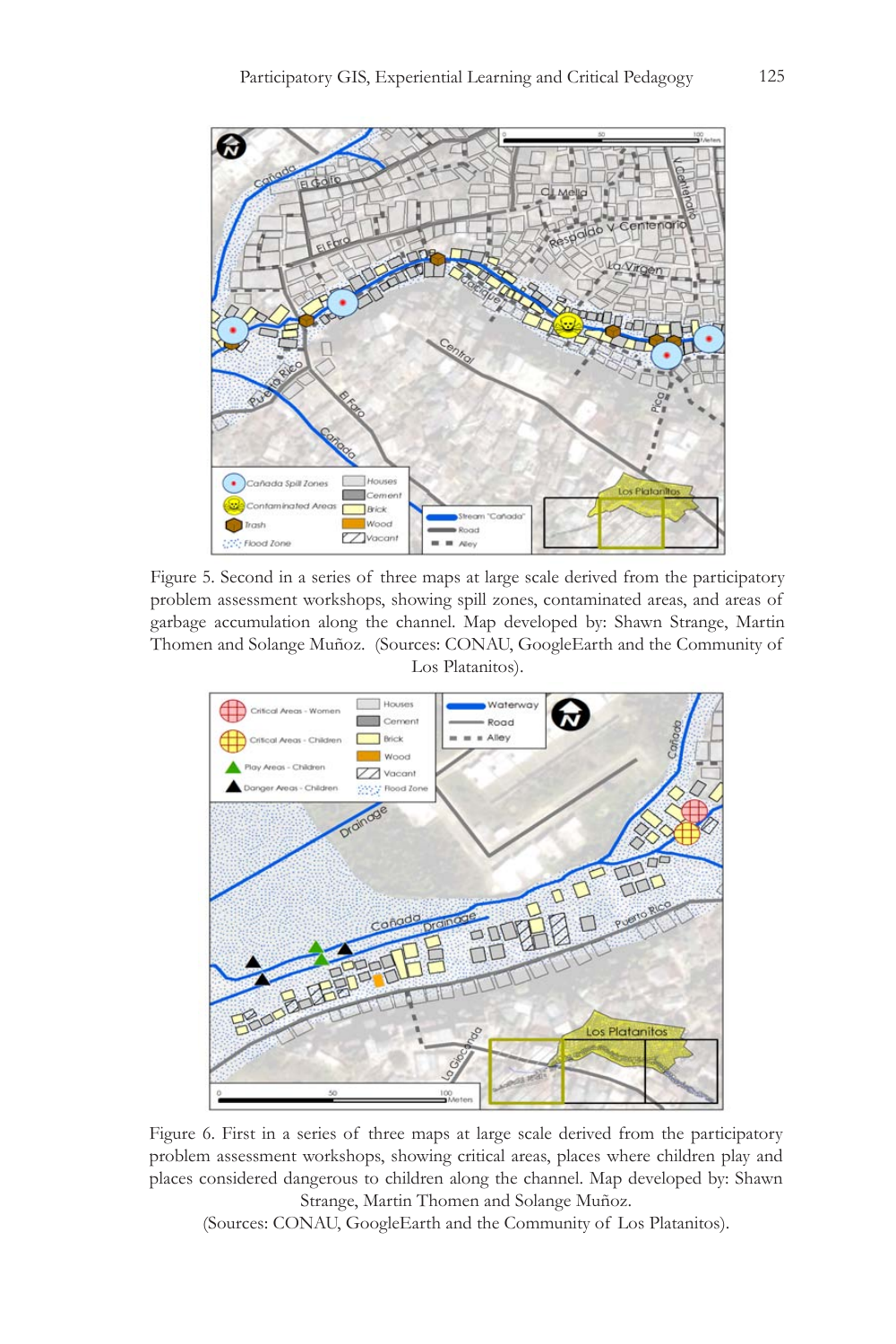Figure 5. Second in a series of three maps at large scale derived from the participatory problem assessment workshops, showing spill zones, contaminated areas, and areas of garbage accumulation along the channel. Map developed by: Shawn Strange, Martin Thomen and Solange Muñoz. (Sources: CONAU, GoogleEarth and the Community of Los Platanitos).

Figure 6. First in a series of three maps at large scale derived from the participatory problem assessment workshops, showing critical areas, places where children play and places considered dangerous to children along the channel. Map developed by: Shawn Strange, Martin Thomen and Solange Muñoz.
(Sources: CONAU, GoogleEarth and the Community of Los Platanitos).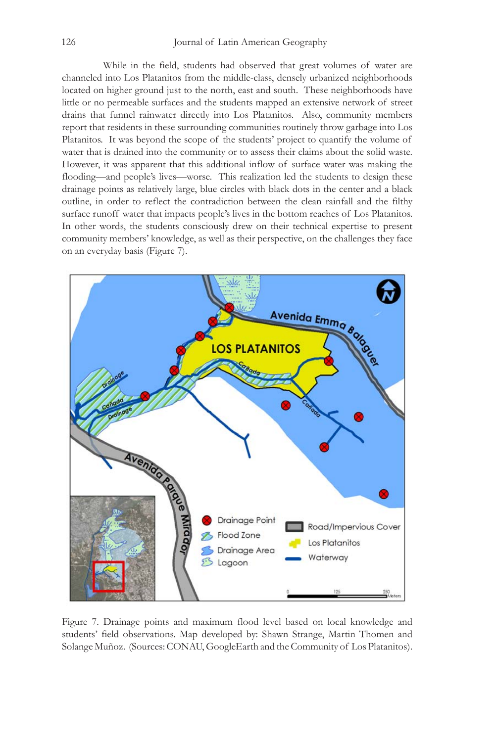While in the field, students had observed that great volumes of water are channeled into Los Platanitos from the middle-class, densely urbanized neighborhoods located on higher ground just to the north, east and south. These neighborhoods have little or no permeable surfaces and the students mapped an extensive network of street drains that funnel rainwater directly into Los Platanitos. Also, community members report that residents in these surrounding communities routinely throw garbage into Los Platanitos. It was beyond the scope of the students' project to quantify the volume of water that is drained into the community or to assess their claims about the solid waste. However, it was apparent that this additional inflow of surface water was making the flooding—and people's lives—worse. This realization led the students to design these drainage points as relatively large, blue circles with black dots in the center and a black outline, in order to reflect the contradiction between the clean rainfall and the filthy surface runoff water that impacts people's lives in the bottom reaches of Los Platanitos. In other words, the students consciously drew on their technical expertise to present community members' knowledge, as well as their perspective, on the challenges they face on an everyday basis (Figure 7).

Figure 7. Drainage points and maximum flood level based on local knowledge and students' field observations. Map developed by: Shawn Strange, Martin Thomen and Solange Muñoz. (Sources: CONAU, GoogleEarth and the Community of Los Platanitos).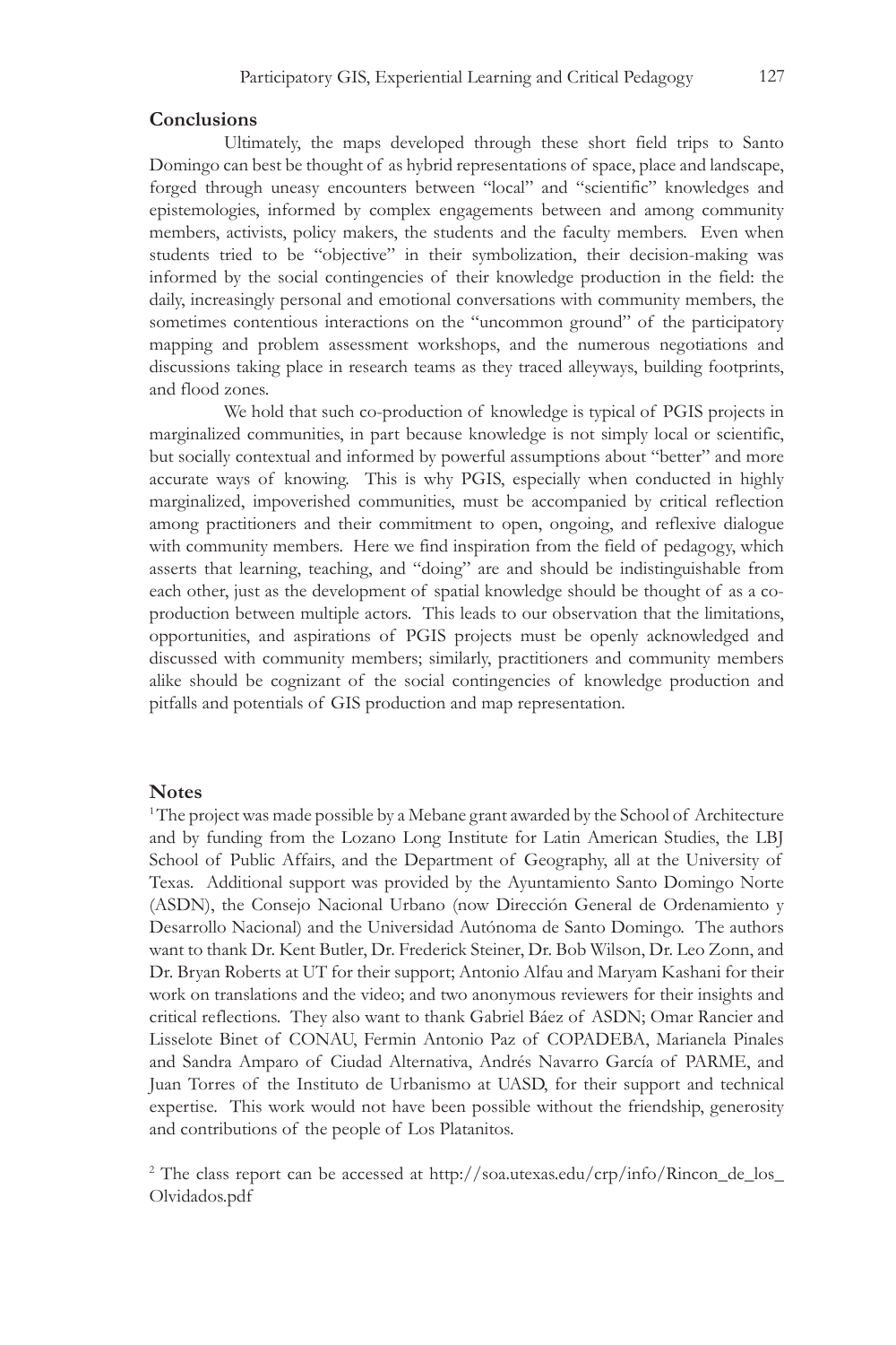## Conclusions

Ultimately, the maps developed through these short field trips to Santo Domingo can best be thought of as hybrid representations of space, place and landscape, forged through uneasy encounters between "local" and "scientific" knowledges and epistemologies, informed by complex engagements between and among community members, activists, policy makers, the students and the faculty members. Even when students tried to be "objective" in their symbolization, their decision-making was informed by the social contingencies of their knowledge production in the field: the daily, increasingly personal and emotional conversations with community members, the sometimes contentious interactions on the "uncommon ground" of the participatory mapping and problem assessment workshops, and the numerous negotiations and discussions taking place in research teams as they traced alleyways, building footprints, and flood zones.

We hold that such co-production of knowledge is typical of PGIS projects in marginalized communities, in part because knowledge is not simply local or scientific, but socially contextual and informed by powerful assumptions about "better" and more accurate ways of knowing. This is why PGIS, especially when conducted in highly marginalized, impoverished communities, must be accompanied by critical reflection among practitioners and their commitment to open, ongoing, and reflexive dialogue with community members. Here we find inspiration from the field of pedagogy, which asserts that learning, teaching, and "doing" are and should be indistinguishable from each other, just as the development of spatial knowledge should be thought of as a co-production between multiple actors. This leads to our observation that the limitations, opportunities, and aspirations of PGIS projects must be openly acknowledged and discussed with community members; similarly, practitioners and community members alike should be cognizant of the social contingencies of knowledge production and pitfalls and potentials of GIS production and map representation.

## Notes

[1] The project was made possible by a Mebane grant awarded by the School of Architecture and by funding from the Lozano Long Institute for Latin American Studies, the LBJ School of Public Affairs, and the Department of Geography, all at the University of Texas. Additional support was provided by the Ayuntamiento Santo Domingo Norte (ASDN), the Consejo Nacional Urbano (now Dirección General de Ordenamiento y Desarrollo Nacional) and the Universidad Autónoma de Santo Domingo. The authors want to thank Dr. Kent Butler, Dr. Frederick Steiner, Dr. Bob Wilson, Dr. Leo Zonn, and Dr. Bryan Roberts at UT for their support; Antonio Alfau and Maryam Kashani for their work on translations and the video; and two anonymous reviewers for their insights and critical reflections. They also want to thank Gabriel Báez of ASDN; Omar Rancier and Lisselote Binet of CONAU, Fermin Antonio Paz of COPADEBA, Marianela Pinales and Sandra Amparo of Ciudad Alternativa, Andrés Navarro García of PARME, and Juan Torres of the Instituto de Urbanismo at UASD, for their support and technical expertise. This work would not have been possible without the friendship, generosity and contributions of the people of Los Platanitos.

[2] The class report can be accessed at http://soa.utexas.edu/crp/info/Rincon_de_los_Olvidados.pdf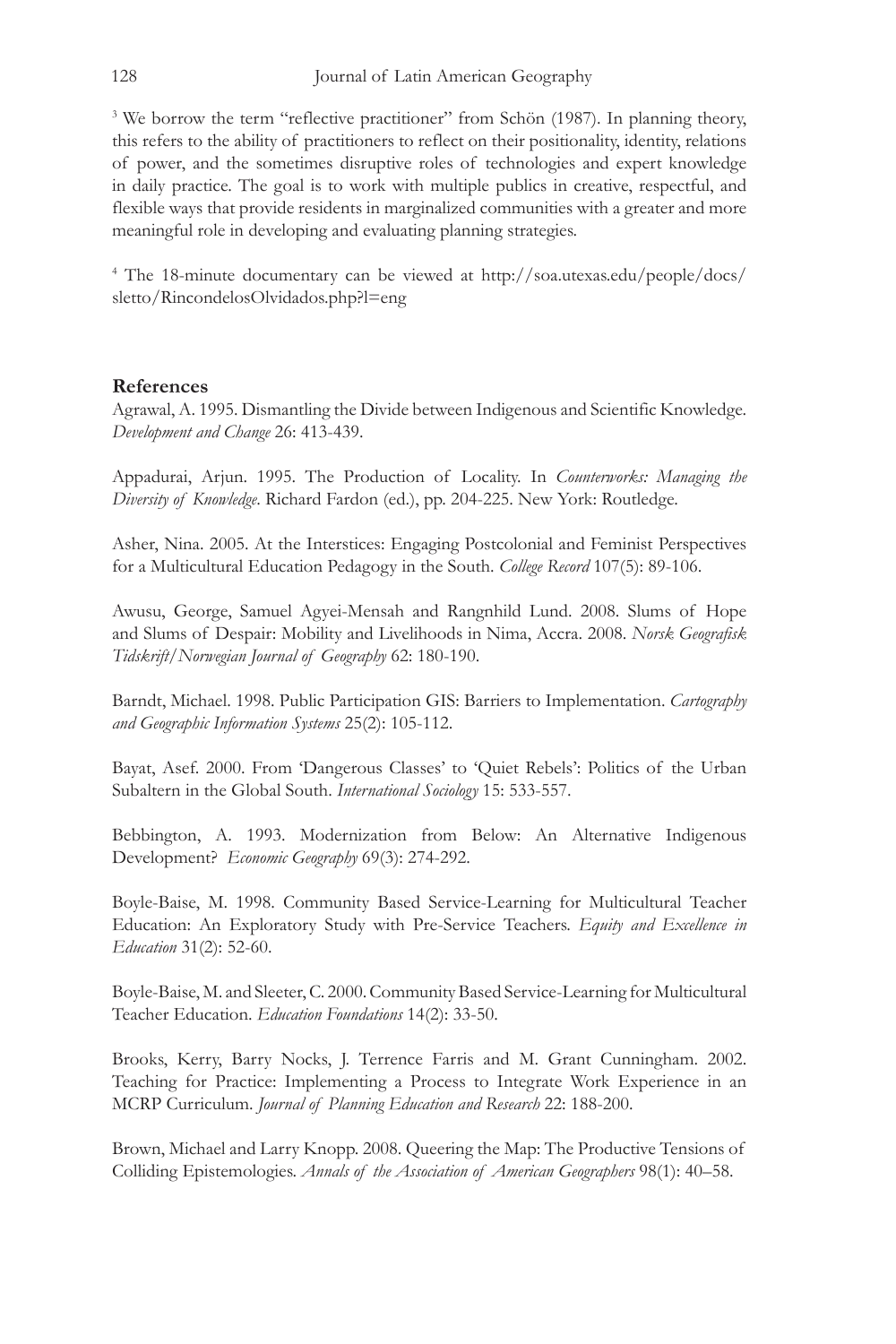[3] We borrow the term "reflective practitioner" from Schön (1987). In planning theory, this refers to the ability of practitioners to reflect on their positionality, identity, relations of power, and the sometimes disruptive roles of technologies and expert knowledge in daily practice. The goal is to work with multiple publics in creative, respectful, and flexible ways that provide residents in marginalized communities with a greater and more meaningful role in developing and evaluating planning strategies.

[4] The 18-minute documentary can be viewed at http://soa.utexas.edu/people/docs/sletto/RincondelosOlvidados.php?l=eng

**References**

Agrawal, A. 1995. Dismantling the Divide between Indigenous and Scientific Knowledge. *Development and Change* 26: 413-439.

Appadurai, Arjun. 1995. The Production of Locality. In *Counterworks: Managing the Diversity of Knowledge*. Richard Fardon (ed.), pp. 204-225. New York: Routledge.

Asher, Nina. 2005. At the Interstices: Engaging Postcolonial and Feminist Perspectives for a Multicultural Education Pedagogy in the South. *College Record* 107(5): 89-106.

Awusu, George, Samuel Agyei-Mensah and Rangnhild Lund. 2008. Slums of Hope and Slums of Despair: Mobility and Livelihoods in Nima, Accra. 2008. *Norsk Geografisk Tidskrift/Norwegian Journal of Geography* 62: 180-190.

Barndt, Michael. 1998. Public Participation GIS: Barriers to Implementation. *Cartography and Geographic Information Systems* 25(2): 105-112.

Bayat, Asef. 2000. From 'Dangerous Classes' to 'Quiet Rebels': Politics of the Urban Subaltern in the Global South. *International Sociology* 15: 533-557.

Bebbington, A. 1993. Modernization from Below: An Alternative Indigenous Development? *Economic Geography* 69(3): 274-292.

Boyle-Baise, M. 1998. Community Based Service-Learning for Multicultural Teacher Education: An Exploratory Study with Pre-Service Teachers. *Equity and Excellence in Education* 31(2): 52-60.

Boyle-Baise, M. and Sleeter, C. 2000. Community Based Service-Learning for Multicultural Teacher Education. *Education Foundations* 14(2): 33-50.

Brooks, Kerry, Barry Nocks, J. Terrence Farris and M. Grant Cunningham. 2002. Teaching for Practice: Implementing a Process to Integrate Work Experience in an MCRP Curriculum. *Journal of Planning Education and Research* 22: 188-200.

Brown, Michael and Larry Knopp. 2008. Queering the Map: The Productive Tensions of Colliding Epistemologies. *Annals of the Association of American Geographers* 98(1): 40–58.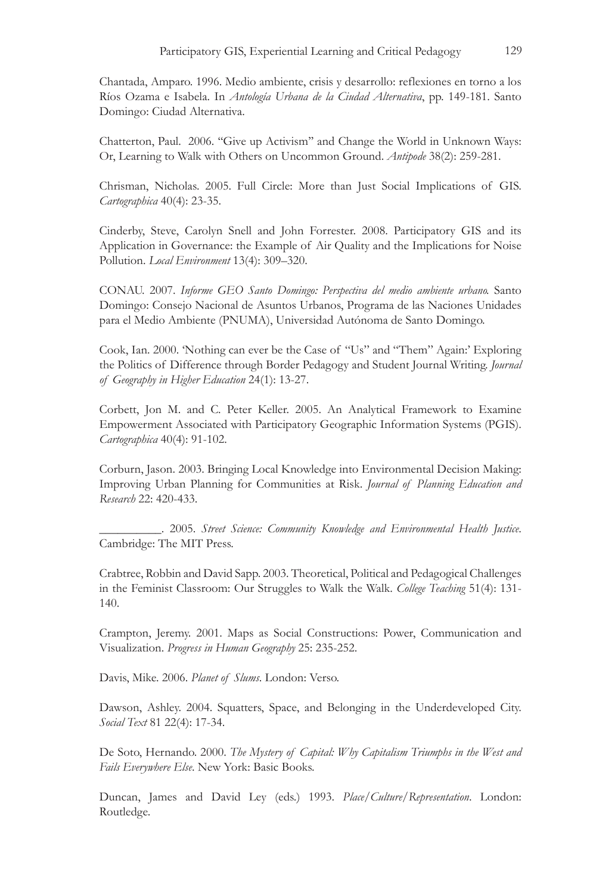Chantada, Amparo. 1996. Medio ambiente, crisis y desarrollo: reflexiones en torno a los Ríos Ozama e Isabela. In *Antología Urbana de la Ciudad Alternativa*, pp. 149-181. Santo Domingo: Ciudad Alternativa.

Chatterton, Paul. 2006. "Give up Activism" and Change the World in Unknown Ways: Or, Learning to Walk with Others on Uncommon Ground. *Antipode* 38(2): 259-281.

Chrisman, Nicholas. 2005. Full Circle: More than Just Social Implications of GIS. *Cartographica* 40(4): 23-35.

Cinderby, Steve, Carolyn Snell and John Forrester. 2008. Participatory GIS and its Application in Governance: the Example of Air Quality and the Implications for Noise Pollution. *Local Environment* 13(4): 309–320.

CONAU. 2007. *Informe GEO Santo Domingo: Perspectiva del medio ambiente urbano.* Santo Domingo: Consejo Nacional de Asuntos Urbanos, Programa de las Naciones Unidades para el Medio Ambiente (PNUMA), Universidad Autónoma de Santo Domingo.

Cook, Ian. 2000. 'Nothing can ever be the Case of "Us" and "Them" Again:' Exploring the Politics of Difference through Border Pedagogy and Student Journal Writing. *Journal of Geography in Higher Education* 24(1): 13-27.

Corbett, Jon M. and C. Peter Keller. 2005. An Analytical Framework to Examine Empowerment Associated with Participatory Geographic Information Systems (PGIS). *Cartographica* 40(4): 91-102.

Corburn, Jason. 2003. Bringing Local Knowledge into Environmental Decision Making: Improving Urban Planning for Communities at Risk. *Journal of Planning Education and Research* 22: 420-433.

__________. 2005. *Street Science: Community Knowledge and Environmental Health Justice*. Cambridge: The MIT Press.

Crabtree, Robbin and David Sapp. 2003. Theoretical, Political and Pedagogical Challenges in the Feminist Classroom: Our Struggles to Walk the Walk. *College Teaching* 51(4): 131-140.

Crampton, Jeremy. 2001. Maps as Social Constructions: Power, Communication and Visualization. *Progress in Human Geography* 25: 235-252.

Davis, Mike. 2006. *Planet of Slums*. London: Verso.

Dawson, Ashley. 2004. Squatters, Space, and Belonging in the Underdeveloped City. *Social Text* 81 22(4): 17-34.

De Soto, Hernando. 2000. *The Mystery of Capital: Why Capitalism Triumphs in the West and Fails Everywhere Else*. New York: Basic Books.

Duncan, James and David Ley (eds.) 1993. *Place/Culture/Representation*. London: Routledge.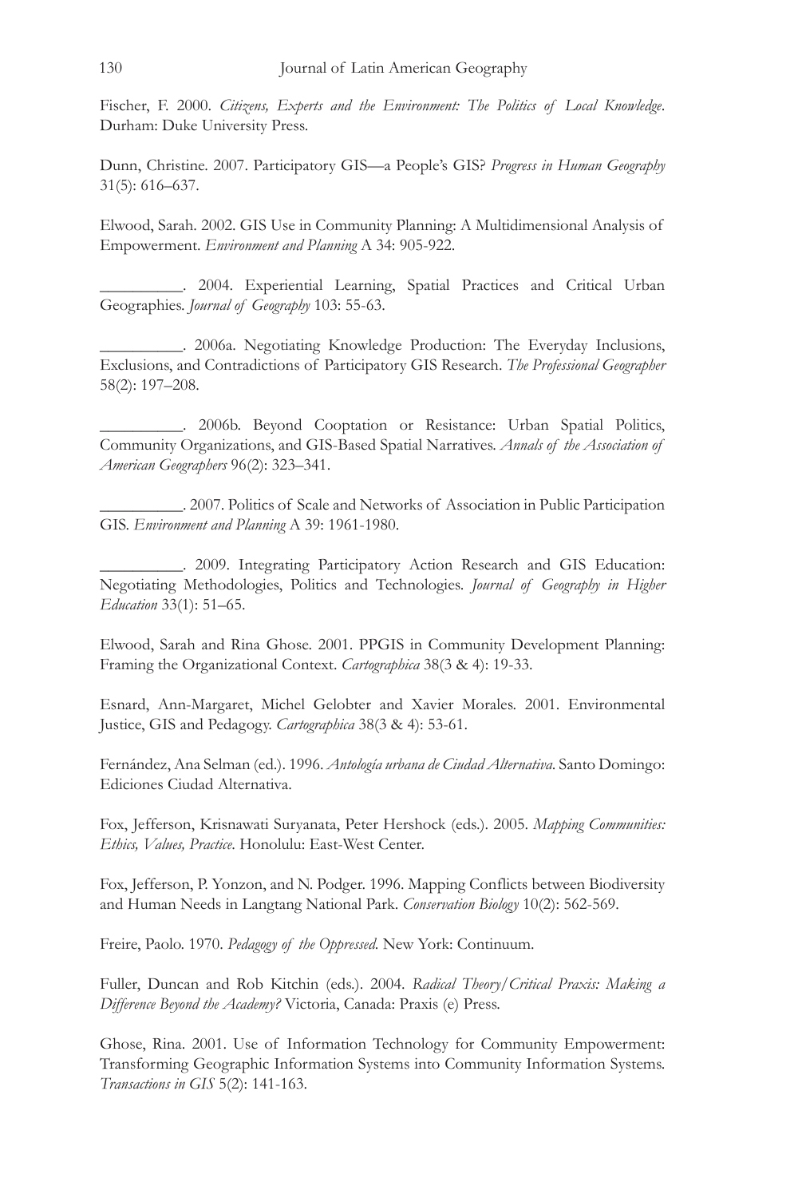Fischer, F. 2000. *Citizens, Experts and the Environment: The Politics of Local Knowledge*. Durham: Duke University Press.

Dunn, Christine. 2007. Participatory GIS—a People's GIS? *Progress in Human Geography* 31(5): 616–637.

Elwood, Sarah. 2002. GIS Use in Community Planning: A Multidimensional Analysis of Empowerment. *Environment and Planning* A 34: 905-922.

__________. 2004. Experiential Learning, Spatial Practices and Critical Urban Geographies. *Journal of Geography* 103: 55-63.

__________. 2006a. Negotiating Knowledge Production: The Everyday Inclusions, Exclusions, and Contradictions of Participatory GIS Research. *The Professional Geographer* 58(2): 197–208.

__________. 2006b. Beyond Cooptation or Resistance: Urban Spatial Politics, Community Organizations, and GIS-Based Spatial Narratives. *Annals of the Association of American Geographers* 96(2): 323–341.

__________. 2007. Politics of Scale and Networks of Association in Public Participation GIS. *Environment and Planning* A 39: 1961-1980.

__________. 2009. Integrating Participatory Action Research and GIS Education: Negotiating Methodologies, Politics and Technologies. *Journal of Geography in Higher Education* 33(1): 51–65.

Elwood, Sarah and Rina Ghose. 2001. PPGIS in Community Development Planning: Framing the Organizational Context. *Cartographica* 38(3 & 4): 19-33.

Esnard, Ann-Margaret, Michel Gelobter and Xavier Morales. 2001. Environmental Justice, GIS and Pedagogy. *Cartographica* 38(3 & 4): 53-61.

Fernández, Ana Selman (ed.). 1996. *Antología urbana de Ciudad Alternativa*. Santo Domingo: Ediciones Ciudad Alternativa.

Fox, Jefferson, Krisnawati Suryanata, Peter Hershock (eds.). 2005. *Mapping Communities: Ethics, Values, Practice*. Honolulu: East-West Center.

Fox, Jefferson, P. Yonzon, and N. Podger. 1996. Mapping Conflicts between Biodiversity and Human Needs in Langtang National Park. *Conservation Biology* 10(2): 562-569.

Freire, Paolo. 1970. *Pedagogy of the Oppressed*. New York: Continuum.

Fuller, Duncan and Rob Kitchin (eds.). 2004. *Radical Theory/Critical Praxis: Making a Difference Beyond the Academy?* Victoria, Canada: Praxis (e) Press.

Ghose, Rina. 2001. Use of Information Technology for Community Empowerment: Transforming Geographic Information Systems into Community Information Systems. *Transactions in GIS* 5(2): 141-163.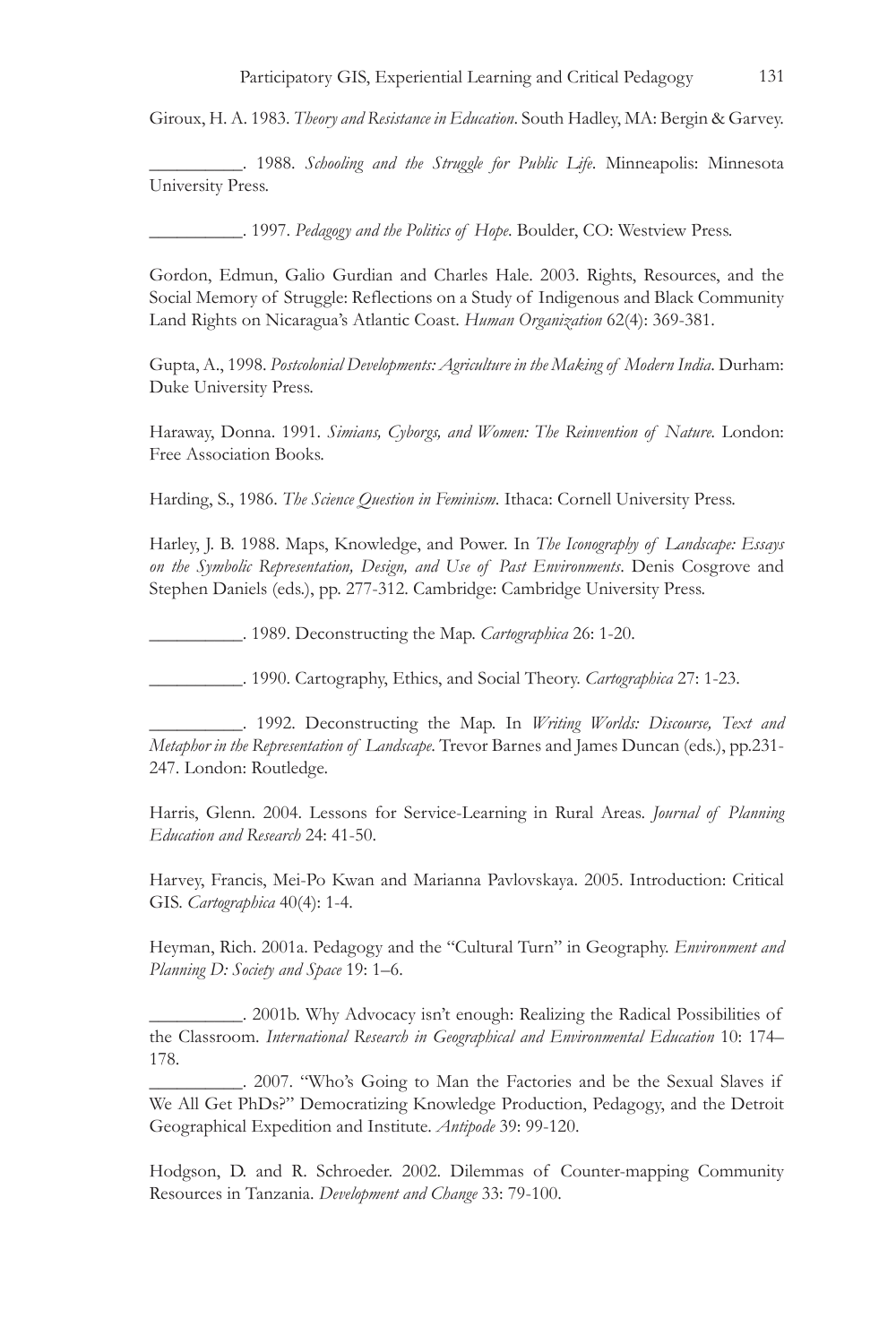Giroux, H. A. 1983. *Theory and Resistance in Education*. South Hadley, MA: Bergin & Garvey.

__________. 1988. *Schooling and the Struggle for Public Life*. Minneapolis: Minnesota University Press.

__________. 1997. *Pedagogy and the Politics of Hope*. Boulder, CO: Westview Press.

Gordon, Edmun, Galio Gurdian and Charles Hale. 2003. Rights, Resources, and the Social Memory of Struggle: Reflections on a Study of Indigenous and Black Community Land Rights on Nicaragua's Atlantic Coast. *Human Organization* 62(4): 369-381.

Gupta, A., 1998. *Postcolonial Developments: Agriculture in the Making of Modern India*. Durham: Duke University Press.

Haraway, Donna. 1991. *Simians, Cyborgs, and Women: The Reinvention of Nature*. London: Free Association Books.

Harding, S., 1986. *The Science Question in Feminism*. Ithaca: Cornell University Press.

Harley, J. B. 1988. Maps, Knowledge, and Power. In *The Iconography of Landscape: Essays on the Symbolic Representation, Design, and Use of Past Environments*. Denis Cosgrove and Stephen Daniels (eds.), pp. 277-312. Cambridge: Cambridge University Press.

__________. 1989. Deconstructing the Map. *Cartographica* 26: 1-20.

__________. 1990. Cartography, Ethics, and Social Theory. *Cartographica* 27: 1-23.

__________. 1992. Deconstructing the Map. In *Writing Worlds: Discourse, Text and Metaphor in the Representation of Landscape*. Trevor Barnes and James Duncan (eds.), pp.231-247. London: Routledge.

Harris, Glenn. 2004. Lessons for Service-Learning in Rural Areas. *Journal of Planning Education and Research* 24: 41-50.

Harvey, Francis, Mei-Po Kwan and Marianna Pavlovskaya. 2005. Introduction: Critical GIS. *Cartographica* 40(4): 1-4.

Heyman, Rich. 2001a. Pedagogy and the "Cultural Turn" in Geography. *Environment and Planning D: Society and Space* 19: 1–6.

__________. 2001b. Why Advocacy isn't enough: Realizing the Radical Possibilities of the Classroom. *International Research in Geographical and Environmental Education* 10: 174–178.

__________. 2007. "Who's Going to Man the Factories and be the Sexual Slaves if We All Get PhDs?" Democratizing Knowledge Production, Pedagogy, and the Detroit Geographical Expedition and Institute. *Antipode* 39: 99-120.

Hodgson, D. and R. Schroeder. 2002. Dilemmas of Counter-mapping Community Resources in Tanzania. *Development and Change* 33: 79-100.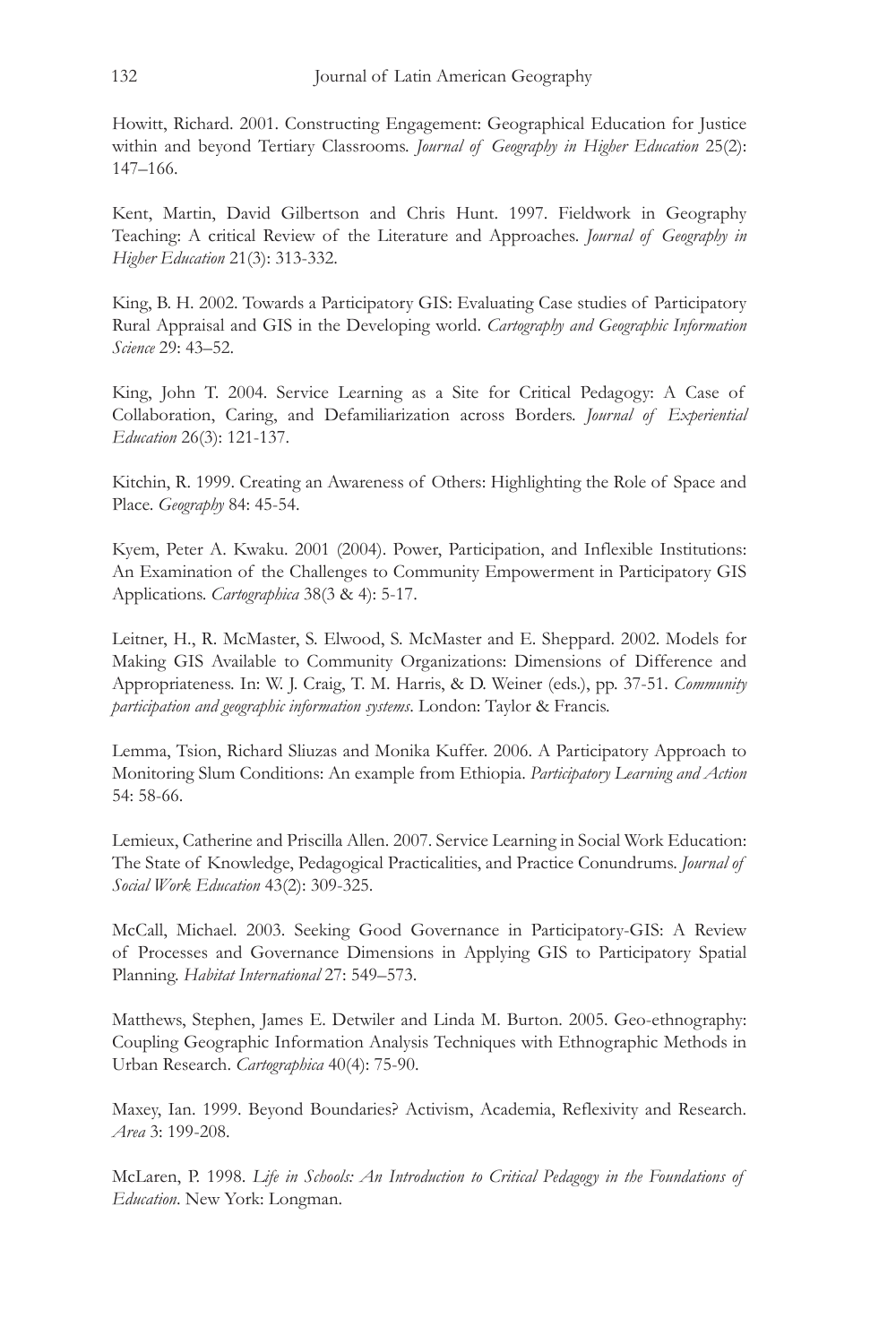Howitt, Richard. 2001. Constructing Engagement: Geographical Education for Justice within and beyond Tertiary Classrooms. *Journal of Geography in Higher Education* 25(2): 147–166.

Kent, Martin, David Gilbertson and Chris Hunt. 1997. Fieldwork in Geography Teaching: A critical Review of the Literature and Approaches. *Journal of Geography in Higher Education* 21(3): 313-332.

King, B. H. 2002. Towards a Participatory GIS: Evaluating Case studies of Participatory Rural Appraisal and GIS in the Developing world. *Cartography and Geographic Information Science* 29: 43–52.

King, John T. 2004. Service Learning as a Site for Critical Pedagogy: A Case of Collaboration, Caring, and Defamiliarization across Borders. *Journal of Experiential Education* 26(3): 121-137.

Kitchin, R. 1999. Creating an Awareness of Others: Highlighting the Role of Space and Place. *Geography* 84: 45-54.

Kyem, Peter A. Kwaku. 2001 (2004). Power, Participation, and Inflexible Institutions: An Examination of the Challenges to Community Empowerment in Participatory GIS Applications. *Cartographica* 38(3 & 4): 5-17.

Leitner, H., R. McMaster, S. Elwood, S. McMaster and E. Sheppard. 2002. Models for Making GIS Available to Community Organizations: Dimensions of Difference and Appropriateness. In: W. J. Craig, T. M. Harris, & D. Weiner (eds.), pp. 37-51. *Community participation and geographic information systems*. London: Taylor & Francis.

Lemma, Tsion, Richard Sliuzas and Monika Kuffer. 2006. A Participatory Approach to Monitoring Slum Conditions: An example from Ethiopia. *Participatory Learning and Action* 54: 58-66.

Lemieux, Catherine and Priscilla Allen. 2007. Service Learning in Social Work Education: The State of Knowledge, Pedagogical Practicalities, and Practice Conundrums. *Journal of Social Work Education* 43(2): 309-325.

McCall, Michael. 2003. Seeking Good Governance in Participatory-GIS: A Review of Processes and Governance Dimensions in Applying GIS to Participatory Spatial Planning. *Habitat International* 27: 549–573.

Matthews, Stephen, James E. Detwiler and Linda M. Burton. 2005. Geo-ethnography: Coupling Geographic Information Analysis Techniques with Ethnographic Methods in Urban Research. *Cartographica* 40(4): 75-90.

Maxey, Ian. 1999. Beyond Boundaries? Activism, Academia, Reflexivity and Research. *Area* 3: 199-208.

McLaren, P. 1998. *Life in Schools: An Introduction to Critical Pedagogy in the Foundations of Education*. New York: Longman.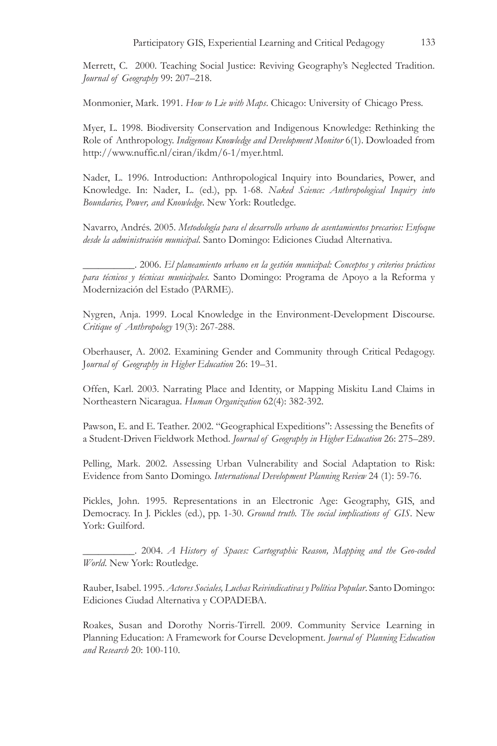Merrett, C. 2000. Teaching Social Justice: Reviving Geography's Neglected Tradition. *Journal of Geography* 99: 207–218.

Monmonier, Mark. 1991. *How to Lie with Maps*. Chicago: University of Chicago Press.

Myer, L. 1998. Biodiversity Conservation and Indigenous Knowledge: Rethinking the Role of Anthropology. *Indigenous Knowledge and Development Monitor* 6(1). Dowloaded from http://www.nuffic.nl/ciran/ikdm/6-1/myer.html.

Nader, L. 1996. Introduction: Anthropological Inquiry into Boundaries, Power, and Knowledge. In: Nader, L. (ed.), pp. 1-68. *Naked Science: Anthropological Inquiry into Boundaries, Power, and Knowledge*. New York: Routledge.

Navarro, Andrés. 2005. *Metodología para el desarrollo urbano de asentamientos precarios: Enfoque desde la administración municipal*. Santo Domingo: Ediciones Ciudad Alternativa.

__________. 2006. *El planeamiento urbano en la gestión municipal: Conceptos y criterios prácticos para técnicos y técnicas municipales*. Santo Domingo: Programa de Apoyo a la Reforma y Modernización del Estado (PARME).

Nygren, Anja. 1999. Local Knowledge in the Environment-Development Discourse. *Critique of Anthropology* 19(3): 267-288.

Oberhauser, A. 2002. Examining Gender and Community through Critical Pedagogy. *Journal of Geography in Higher Education* 26: 19–31.

Offen, Karl. 2003. Narrating Place and Identity, or Mapping Miskitu Land Claims in Northeastern Nicaragua. *Human Organization* 62(4): 382-392.

Pawson, E. and E. Teather. 2002. "Geographical Expeditions": Assessing the Benefits of a Student-Driven Fieldwork Method. *Journal of Geography in Higher Education* 26: 275–289.

Pelling, Mark. 2002. Assessing Urban Vulnerability and Social Adaptation to Risk: Evidence from Santo Domingo. *International Development Planning Review* 24 (1): 59-76.

Pickles, John. 1995. Representations in an Electronic Age: Geography, GIS, and Democracy. In J. Pickles (ed.), pp. 1-30. *Ground truth. The social implications of GIS*. New York: Guilford.

__________. 2004. *A History of Spaces: Cartographic Reason, Mapping and the Geo-coded World*. New York: Routledge.

Rauber, Isabel. 1995. *Actores Sociales, Luchas Reivindicativas y Política Popular*. Santo Domingo: Ediciones Ciudad Alternativa y COPADEBA.

Roakes, Susan and Dorothy Norris-Tirrell. 2009. Community Service Learning in Planning Education: A Framework for Course Development. *Journal of Planning Education and Research* 20: 100-110.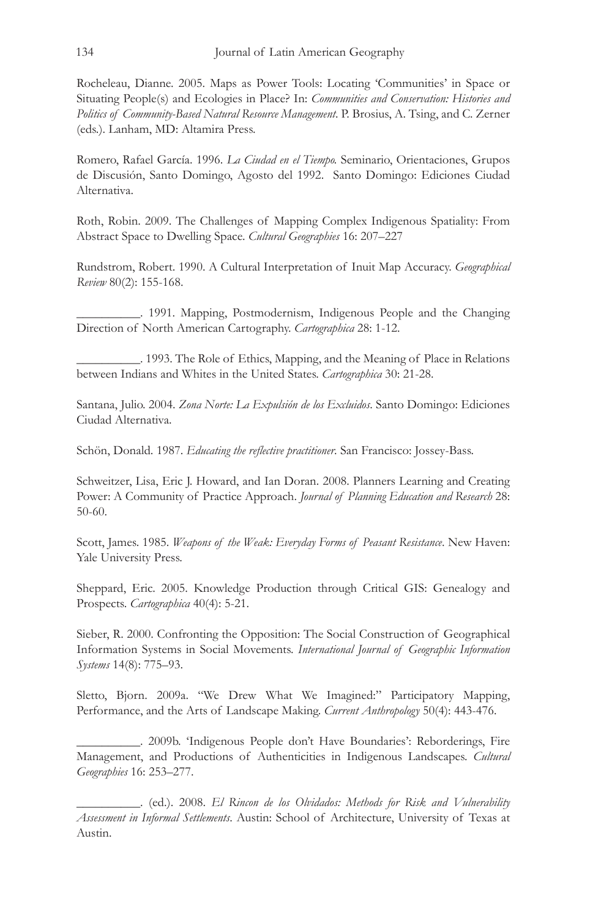Rocheleau, Dianne. 2005. Maps as Power Tools: Locating 'Communities' in Space or Situating People(s) and Ecologies in Place? In: *Communities and Conservation: Histories and Politics of Community-Based Natural Resource Management*. P. Brosius, A. Tsing, and C. Zerner (eds.). Lanham, MD: Altamira Press.

Romero, Rafael García. 1996. *La Ciudad en el Tiempo.* Seminario, Orientaciones, Grupos de Discusión, Santo Domingo, Agosto del 1992. Santo Domingo: Ediciones Ciudad Alternativa.

Roth, Robin. 2009. The Challenges of Mapping Complex Indigenous Spatiality: From Abstract Space to Dwelling Space. *Cultural Geographies* 16: 207–227

Rundstrom, Robert. 1990. A Cultural Interpretation of Inuit Map Accuracy. *Geographical Review* 80(2): 155-168.

__________. 1991. Mapping, Postmodernism, Indigenous People and the Changing Direction of North American Cartography. *Cartographica* 28: 1-12.

__________. 1993. The Role of Ethics, Mapping, and the Meaning of Place in Relations between Indians and Whites in the United States. *Cartographica* 30: 21-28.

Santana, Julio. 2004. *Zona Norte: La Expulsión de los Excluidos*. Santo Domingo: Ediciones Ciudad Alternativa.

Schön, Donald. 1987. *Educating the reflective practitioner*. San Francisco: Jossey-Bass.

Schweitzer, Lisa, Eric J. Howard, and Ian Doran. 2008. Planners Learning and Creating Power: A Community of Practice Approach. *Journal of Planning Education and Research* 28: 50-60.

Scott, James. 1985. *Weapons of the Weak: Everyday Forms of Peasant Resistance*. New Haven: Yale University Press.

Sheppard, Eric. 2005. Knowledge Production through Critical GIS: Genealogy and Prospects. *Cartographica* 40(4): 5-21.

Sieber, R. 2000. Confronting the Opposition: The Social Construction of Geographical Information Systems in Social Movements. *International Journal of Geographic Information Systems* 14(8): 775–93.

Sletto, Bjorn. 2009a. "We Drew What We Imagined:" Participatory Mapping, Performance, and the Arts of Landscape Making. *Current Anthropology* 50(4): 443-476.

__________. 2009b. 'Indigenous People don't Have Boundaries': Reborderings, Fire Management, and Productions of Authenticities in Indigenous Landscapes. *Cultural Geographies* 16: 253–277.

__________. (ed.). 2008. *El Rincon de los Olvidados: Methods for Risk and Vulnerability Assessment in Informal Settlements*. Austin: School of Architecture, University of Texas at Austin.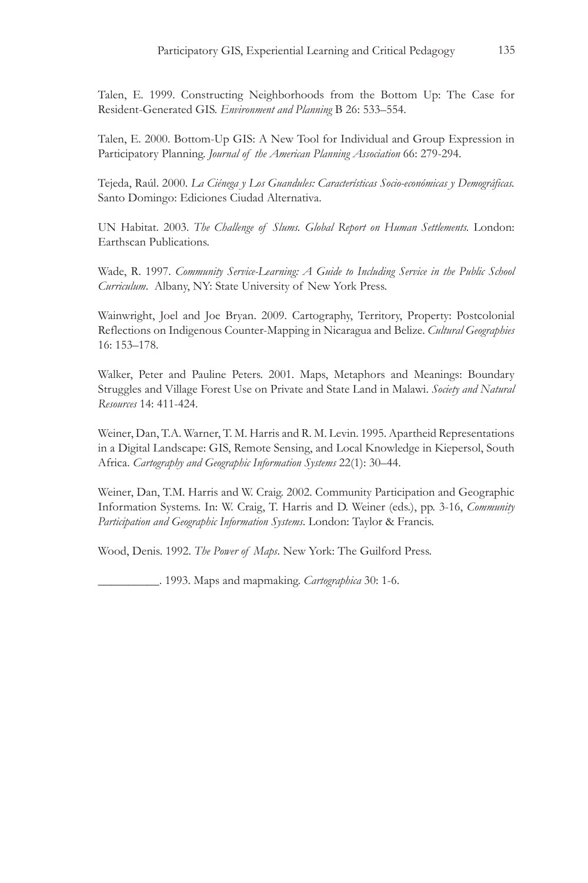Talen, E. 1999. Constructing Neighborhoods from the Bottom Up: The Case for Resident-Generated GIS. *Environment and Planning* B 26: 533–554.

Talen, E. 2000. Bottom-Up GIS: A New Tool for Individual and Group Expression in Participatory Planning. *Journal of the American Planning Association* 66: 279-294.

Tejeda, Raúl. 2000. *La Ciénega y Los Guandules: Características Socio-económicas y Demográficas.* Santo Domingo: Ediciones Ciudad Alternativa.

UN Habitat. 2003. *The Challenge of Slums. Global Report on Human Settlements.* London: Earthscan Publications.

Wade, R. 1997. *Community Service-Learning: A Guide to Including Service in the Public School Curriculum*. Albany, NY: State University of New York Press.

Wainwright, Joel and Joe Bryan. 2009. Cartography, Territory, Property: Postcolonial Reflections on Indigenous Counter-Mapping in Nicaragua and Belize. *Cultural Geographies* 16: 153–178.

Walker, Peter and Pauline Peters. 2001. Maps, Metaphors and Meanings: Boundary Struggles and Village Forest Use on Private and State Land in Malawi. *Society and Natural Resources* 14: 411-424.

Weiner, Dan, T.A. Warner, T. M. Harris and R. M. Levin. 1995. Apartheid Representations in a Digital Landscape: GIS, Remote Sensing, and Local Knowledge in Kiepersol, South Africa. *Cartography and Geographic Information Systems* 22(1): 30–44.

Weiner, Dan, T.M. Harris and W. Craig. 2002. Community Participation and Geographic Information Systems. In: W. Craig, T. Harris and D. Weiner (eds.), pp. 3-16, *Community Participation and Geographic Information Systems*. London: Taylor & Francis.

Wood, Denis. 1992. *The Power of Maps*. New York: The Guilford Press.

__________. 1993. Maps and mapmaking. *Cartographica* 30: 1-6.